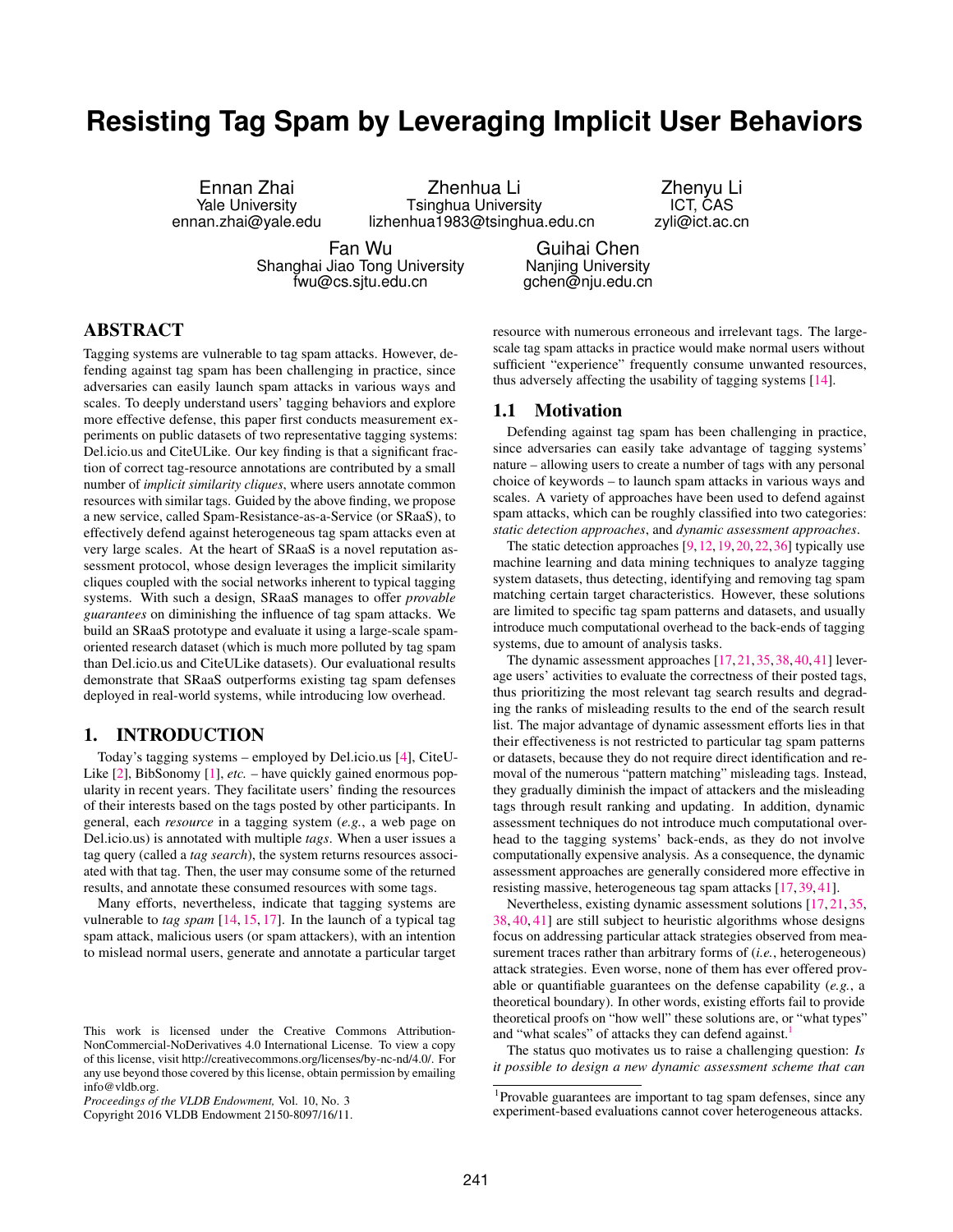# Resisting Tag Spam by Leveraging Implicit User Behaviors

Ennan Zhai
Yale University
ennan.zhai@yale.edu

Zhenhua Li
Tsinghua University
lizhenhua1983@tsinghua.edu.cn

Zhenyu Li
ICT, CAS
zyli@ict.ac.cn

Fan Wu
Shanghai Jiao Tong University
fwu@cs.sjtu.edu.cn

Guihai Chen
Nanjing University
gchen@nju.edu.cn

## ABSTRACT

Tagging systems are vulnerable to tag spam attacks. However, defending against tag spam has been challenging in practice, since adversaries can easily launch spam attacks in various ways and scales. To deeply understand users' tagging behaviors and explore more effective defense, this paper first conducts measurement experiments on public datasets of two representative tagging systems: Del.icio.us and CiteULike. Our key finding is that a significant fraction of correct tag-resource annotations are contributed by a small number of *implicit similarity cliques*, where users annotate common resources with similar tags. Guided by the above finding, we propose a new service, called Spam-Resistance-as-a-Service (or SRaaS), to effectively defend against heterogeneous tag spam attacks even at very large scales. At the heart of SRaaS is a novel reputation assessment protocol, whose design leverages the implicit similarity cliques coupled with the social networks inherent to typical tagging systems. With such a design, SRaaS manages to offer *provable guarantees* on diminishing the influence of tag spam attacks. We build an SRaaS prototype and evaluate it using a large-scale spam-oriented research dataset (which is much more polluted by tag spam than Del.icio.us and CiteULike datasets). Our evaluational results demonstrate that SRaaS outperforms existing tag spam defenses deployed in real-world systems, while introducing low overhead.

## 1. INTRODUCTION

Today's tagging systems – employed by Del.icio.us [4], CiteULike [2], BibSonomy [1], *etc.* – have quickly gained enormous popularity in recent years. They facilitate users' finding the resources of their interests based on the tags posted by other participants. In general, each *resource* in a tagging system (*e.g.*, a web page on Del.icio.us) is annotated with multiple *tags*. When a user issues a tag query (called a *tag search*), the system returns resources associated with that tag. Then, the user may consume some of the returned results, and annotate these consumed resources with some tags.

Many efforts, nevertheless, indicate that tagging systems are vulnerable to *tag spam* [14, 15, 17]. In the launch of a typical tag spam attack, malicious users (or spam attackers), with an intention to mislead normal users, generate and annotate a particular target resource with numerous erroneous and irrelevant tags. The large-scale tag spam attacks in practice would make normal users without sufficient "experience" frequently consume unwanted resources, thus adversely affecting the usability of tagging systems [14].

This work is licensed under the Creative Commons Attribution-NonCommercial-NoDerivatives 4.0 International License. To view a copy of this license, visit http://creativecommons.org/licenses/by-nc-nd/4.0/. For any use beyond those covered by this license, obtain permission by emailing info@vldb.org.
*Proceedings of the VLDB Endowment,* Vol. 10, No. 3
Copyright 2016 VLDB Endowment 2150-8097/16/11.

### 1.1 Motivation

Defending against tag spam has been challenging in practice, since adversaries can easily take advantage of tagging systems' nature – allowing users to create a number of tags with any personal choice of keywords – to launch spam attacks in various ways and scales. A variety of approaches have been used to defend against spam attacks, which can be roughly classified into two categories: *static detection approaches*, and *dynamic assessment approaches*.

The static detection approaches [9, 12, 19, 20, 22, 36] typically use machine learning and data mining techniques to analyze tagging system datasets, thus detecting, identifying and removing tag spam matching certain target characteristics. However, these solutions are limited to specific tag spam patterns and datasets, and usually introduce much computational overhead to the back-ends of tagging systems, due to amount of analysis tasks.

The dynamic assessment approaches [17, 21, 35, 38, 40, 41] leverage users' activities to evaluate the correctness of their posted tags, thus prioritizing the most relevant tag search results and degrading the ranks of misleading results to the end of the search result list. The major advantage of dynamic assessment efforts lies in that their effectiveness is not restricted to particular tag spam patterns or datasets, because they do not require direct identification and removal of the numerous "pattern matching" misleading tags. Instead, they gradually diminish the impact of attackers and the misleading tags through result ranking and updating. In addition, dynamic assessment techniques do not introduce much computational overhead to the tagging systems' back-ends, as they do not involve computationally expensive analysis. As a consequence, the dynamic assessment approaches are generally considered more effective in resisting massive, heterogeneous tag spam attacks [17, 39, 41].

Nevertheless, existing dynamic assessment solutions [17, 21, 35, 38, 40, 41] are still subject to heuristic algorithms whose designs focus on addressing particular attack strategies observed from measurement traces rather than arbitrary forms of (*i.e.*, heterogeneous) attack strategies. Even worse, none of them has ever offered provable or quantifiable guarantees on the defense capability (*e.g.*, a theoretical boundary). In other words, existing efforts fail to provide theoretical proofs on "how well" these solutions are, or "what types" and "what scales" of attacks they can defend against.[1]

The status quo motivates us to raise a challenging question: *Is it possible to design a new dynamic assessment scheme that can*

[1] Provable guarantees are important to tag spam defenses, since any experiment-based evaluations cannot cover heterogeneous attacks.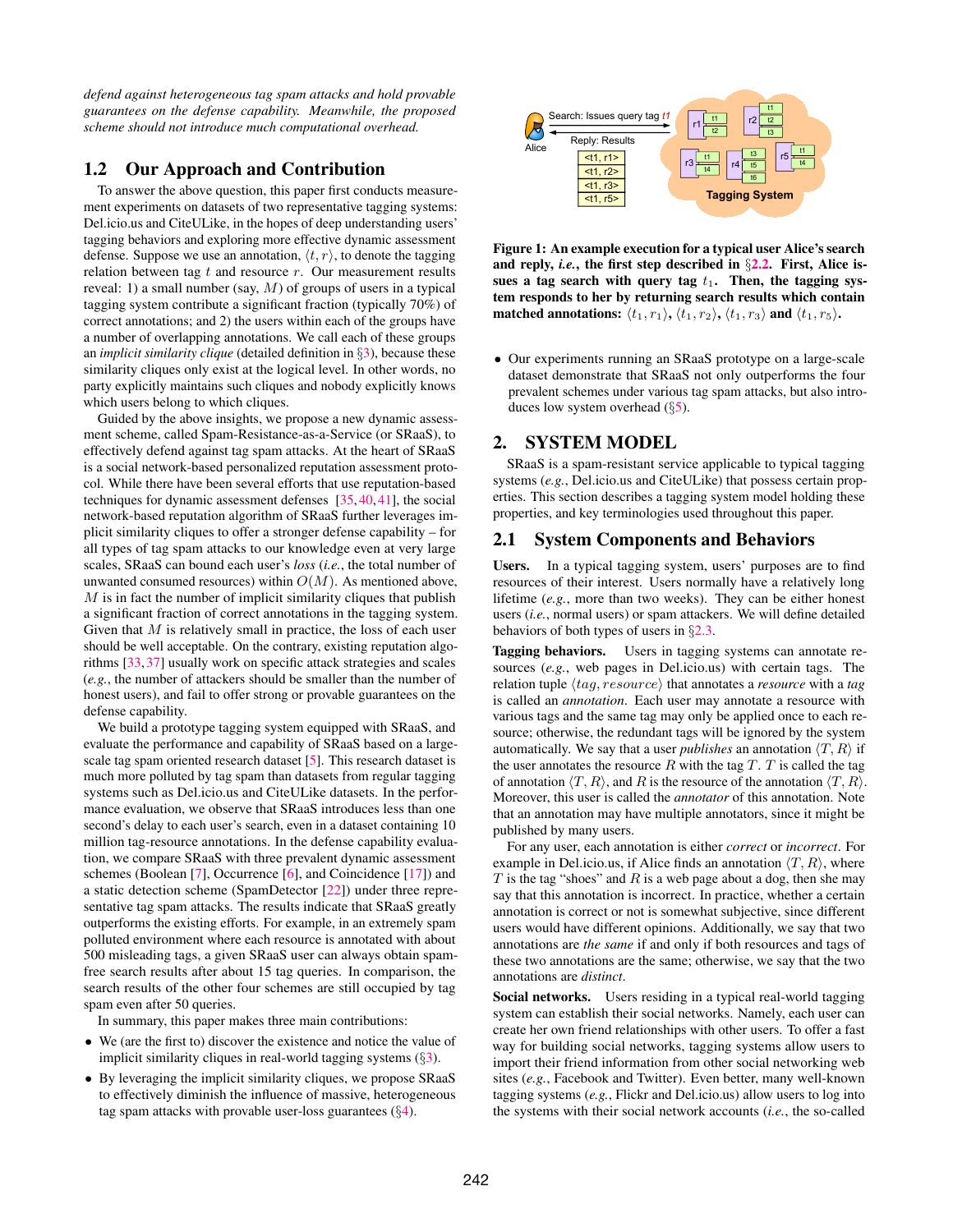*defend against heterogeneous tag spam attacks and hold provable guarantees on the defense capability. Meanwhile, the proposed scheme should not introduce much computational overhead.*

## 1.2 Our Approach and Contribution

To answer the above question, this paper first conducts measurement experiments on datasets of two representative tagging systems: Del.icio.us and CiteULike, in the hopes of deep understanding users' tagging behaviors and exploring more effective dynamic assessment defense. Suppose we use an annotation, $\langle t, r\rangle$, to denote the tagging relation between tag $t$ and resource $r$. Our measurement results reveal: 1) a small number (say, $M$) of groups of users in a typical tagging system contribute a significant fraction (typically 70%) of correct annotations; and 2) the users within each of the groups have a number of overlapping annotations. We call each of these groups an *implicit similarity clique* (detailed definition in §3), because these similarity cliques only exist at the logical level. In other words, no party explicitly maintains such cliques and nobody explicitly knows which users belong to which cliques.

Guided by the above insights, we propose a new dynamic assessment scheme, called Spam-Resistance-as-a-Service (or SRaaS), to effectively defend against tag spam attacks. At the heart of SRaaS is a social network-based personalized reputation assessment protocol. While there have been several efforts that use reputation-based techniques for dynamic assessment defenses [35, 40, 41], the social network-based reputation algorithm of SRaaS further leverages implicit similarity cliques to offer a stronger defense capability – for all types of tag spam attacks to our knowledge even at very large scales, SRaaS can bound each user's *loss* (*i.e.*, the total number of unwanted consumed resources) within $O(M)$. As mentioned above, $M$ is in fact the number of implicit similarity cliques that publish a significant fraction of correct annotations in the tagging system. Given that $M$ is relatively small in practice, the loss of each user should be well acceptable. On the contrary, existing reputation algorithms [33, 37] usually work on specific attack strategies and scales (*e.g.*, the number of attackers should be smaller than the number of honest users), and fail to offer strong or provable guarantees on the defense capability.

We build a prototype tagging system equipped with SRaaS, and evaluate the performance and capability of SRaaS based on a large-scale tag spam oriented research dataset [5]. This research dataset is much more polluted by tag spam than datasets from regular tagging systems such as Del.icio.us and CiteULike datasets. In the performance evaluation, we observe that SRaaS introduces less than one second's delay to each user's search, even in a dataset containing 10 million tag-resource annotations. In the defense capability evaluation, we compare SRaaS with three prevalent dynamic assessment schemes (Boolean [7], Occurrence [6], and Coincidence [17]) and a static detection scheme (SpamDetector [22]) under three representative tag spam attacks. The results indicate that SRaaS greatly outperforms the existing efforts. For example, in an extremely spam polluted environment where each resource is annotated with about 500 misleading tags, a given SRaaS user can always obtain spam-free search results after about 15 tag queries. In comparison, the search results of the other four schemes are still occupied by tag spam even after 50 queries.

In summary, this paper makes three main contributions:

- We (are the first to) discover the existence and notice the value of implicit similarity cliques in real-world tagging systems (§3).
- By leveraging the implicit similarity cliques, we propose SRaaS to effectively diminish the influence of massive, heterogeneous tag spam attacks with provable user-loss guarantees (§4).

**Figure 1: An example execution for a typical user Alice's search and reply, *i.e.*, the first step described in §2.2. First, Alice issues a tag search with query tag $t_1$. Then, the tagging system responds to her by returning search results which contain matched annotations: $\langle t_1, r_1\rangle$, $\langle t_1, r_2\rangle$, $\langle t_1, r_3\rangle$ and $\langle t_1, r_5\rangle$.**

- Our experiments running an SRaaS prototype on a large-scale dataset demonstrate that SRaaS not only outperforms the four prevalent schemes under various tag spam attacks, but also introduces low system overhead (§5).

# 2. SYSTEM MODEL

SRaaS is a spam-resistant service applicable to typical tagging systems (*e.g.*, Del.icio.us and CiteULike) that possess certain properties. This section describes a tagging system model holding these properties, and key terminologies used throughout this paper.

## 2.1 System Components and Behaviors

**Users.** In a typical tagging system, users' purposes are to find resources of their interest. Users normally have a relatively long lifetime (*e.g.*, more than two weeks). They can be either honest users (*i.e.*, normal users) or spam attackers. We will define detailed behaviors of both types of users in §2.3.

**Tagging behaviors.** Users in tagging systems can annotate resources (*e.g.*, web pages in Del.icio.us) with certain tags. The relation tuple $\langle tag, resource\rangle$ that annotates a *resource* with a *tag* is called an *annotation*. Each user may annotate a resource with various tags and the same tag may only be applied once to each resource; otherwise, the redundant tags will be ignored by the system automatically. We say that a user *publishes* an annotation $\langle T, R\rangle$ if the user annotates the resource $R$ with the tag $T$. $T$ is called the tag of annotation $\langle T, R\rangle$, and $R$ is the resource of the annotation $\langle T, R\rangle$. Moreover, this user is called the *annotator* of this annotation. Note that an annotation may have multiple annotators, since it might be published by many users.

For any user, each annotation is either *correct* or *incorrect*. For example in Del.icio.us, if Alice finds an annotation $\langle T, R\rangle$, where $T$ is the tag "shoes" and $R$ is a web page about a dog, then she may say that this annotation is incorrect. In practice, whether a certain annotation is correct or not is somewhat subjective, since different users would have different opinions. Additionally, we say that two annotations are *the same* if and only if both resources and tags of these two annotations are the same; otherwise, we say that the two annotations are *distinct*.

**Social networks.** Users residing in a typical real-world tagging system can establish their social networks. Namely, each user can create her own friend relationships with other users. To offer a fast way for building social networks, tagging systems allow users to import their friend information from other social networking web sites (*e.g.*, Facebook and Twitter). Even better, many well-known tagging systems (*e.g.*, Flickr and Del.icio.us) allow users to log into the systems with their social network accounts (*i.e.*, the so-called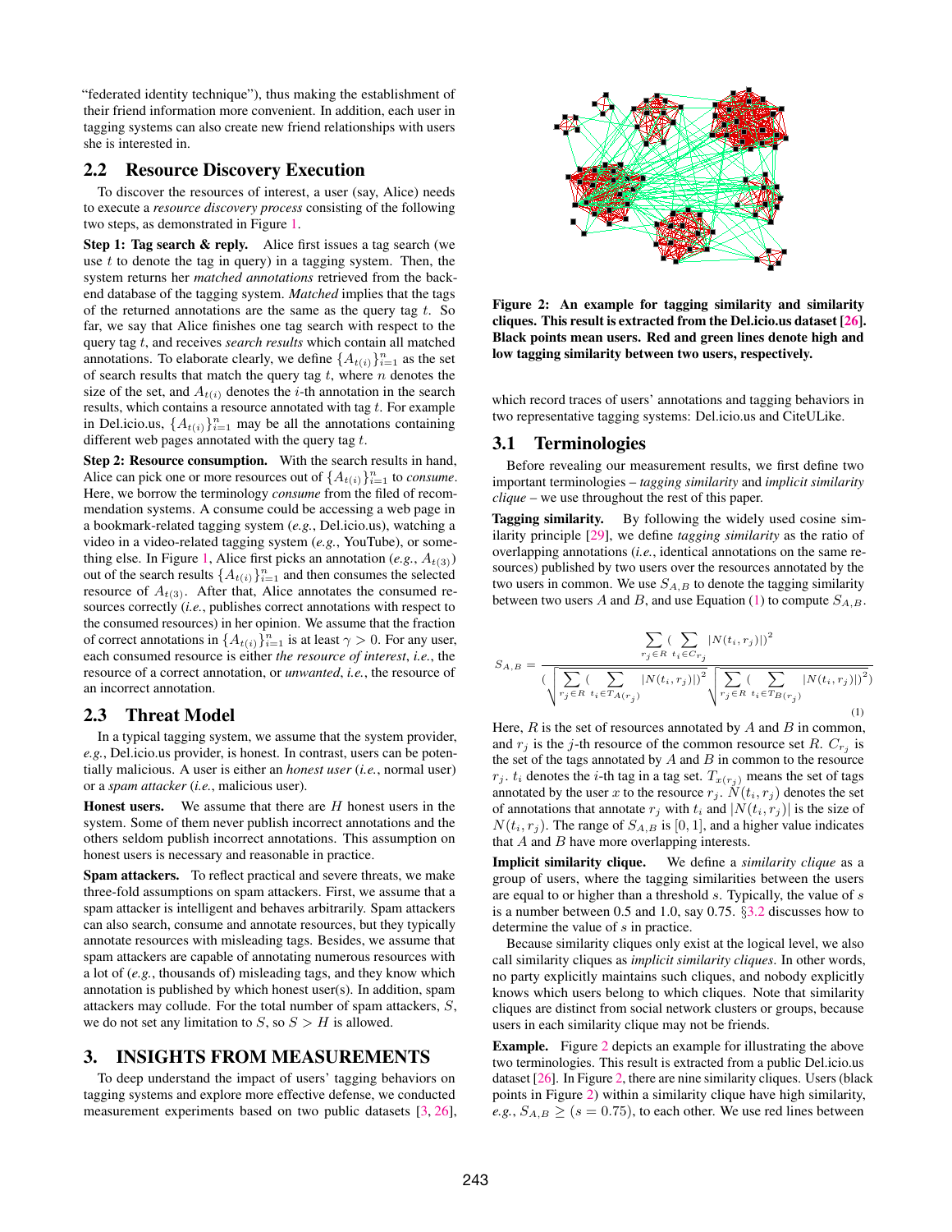"federated identity technique"), thus making the establishment of their friend information more convenient. In addition, each user in tagging systems can also create new friend relationships with users she is interested in.

## 2.2 Resource Discovery Execution

To discover the resources of interest, a user (say, Alice) needs to execute a *resource discovery process* consisting of the following two steps, as demonstrated in Figure 1.

**Step 1: Tag search & reply.** Alice first issues a tag search (we use $t$ to denote the tag in query) in a tagging system. Then, the system returns her *matched annotations* retrieved from the back-end database of the tagging system. *Matched* implies that the tags of the returned annotations are the same as the query tag $t$. So far, we say that Alice finishes one tag search with respect to the query tag $t$, and receives *search results* which contain all matched annotations. To elaborate clearly, we define $\{A_{t(i)}\}_{i=1}^{n}$ as the set of search results that match the query tag $t$, where $n$ denotes the size of the set, and $A_{t(i)}$ denotes the $i$-th annotation in the search results, which contains a resource annotated with tag $t$. For example in Del.icio.us, $\{A_{t(i)}\}_{i=1}^{n}$ may be all the annotations containing different web pages annotated with the query tag $t$.

**Step 2: Resource consumption.** With the search results in hand, Alice can pick one or more resources out of $\{A_{t(i)}\}_{i=1}^{n}$ to *consume*. Here, we borrow the terminology *consume* from the filed of recommendation systems. A consume could be accessing a web page in a bookmark-related tagging system (*e.g.*, Del.icio.us), watching a video in a video-related tagging system (*e.g.*, YouTube), or something else. In Figure 1, Alice first picks an annotation (*e.g.*, $A_{t(3)}$) out of the search results $\{A_{t(i)}\}_{i=1}^{n}$ and then consumes the selected resource of $A_{t(3)}$. After that, Alice annotates the consumed resources correctly (*i.e.*, publishes correct annotations with respect to the consumed resources) in her opinion. We assume that the fraction of correct annotations in $\{A_{t(i)}\}_{i=1}^{n}$ is at least $\gamma > 0$. For any user, each consumed resource is either *the resource of interest*, *i.e.*, the resource of a correct annotation, or *unwanted*, *i.e.*, the resource of an incorrect annotation.

## 2.3 Threat Model

In a typical tagging system, we assume that the system provider, *e.g.*, Del.icio.us provider, is honest. In contrast, users can be potentially malicious. A user is either an *honest user* (*i.e.*, normal user) or a *spam attacker* (*i.e.*, malicious user).

**Honest users.** We assume that there are $H$ honest users in the system. Some of them never publish incorrect annotations and the others seldom publish incorrect annotations. This assumption on honest users is necessary and reasonable in practice.

**Spam attackers.** To reflect practical and severe threats, we make three-fold assumptions on spam attackers. First, we assume that a spam attacker is intelligent and behaves arbitrarily. Spam attackers can also search, consume and annotate resources, but they typically annotate resources with misleading tags. Besides, we assume that spam attackers are capable of annotating numerous resources with a lot of (*e.g.*, thousands of) misleading tags, and they know which annotation is published by which honest user(s). In addition, spam attackers may collude. For the total number of spam attackers, $S$, we do not set any limitation to $S$, so $S > H$ is allowed.

# 3. INSIGHTS FROM MEASUREMENTS

To deep understand the impact of users' tagging behaviors on tagging systems and explore more effective defense, we conducted measurement experiments based on two public datasets [3, 26], which record traces of users' annotations and tagging behaviors in two representative tagging systems: Del.icio.us and CiteULike.

**Figure 2: An example for tagging similarity and similarity cliques. This result is extracted from the Del.icio.us dataset [26]. Black points mean users. Red and green lines denote high and low tagging similarity between two users, respectively.**

## 3.1 Terminologies

Before revealing our measurement results, we first define two important terminologies – *tagging similarity* and *implicit similarity clique* – we use throughout the rest of this paper.

**Tagging similarity.** By following the widely used cosine similarity principle [29], we define *tagging similarity* as the ratio of overlapping annotations (*i.e.*, identical annotations on the same resources) published by two users over the resources annotated by the two users in common. We use $S_{A,B}$ to denote the tagging similarity between two users $A$ and $B$, and use Equation (1) to compute $S_{A,B}$.

$$S_{A,B} = \frac{\sum_{r_j \in R} \left( \sum_{t_i \in C_{r_j}} |N(t_i, r_j)| \right)^2}{\left( \sqrt{\sum_{r_j \in R} \left( \sum_{t_i \in T_{A(r_j)}} |N(t_i, r_j)| \right)^2} \sqrt{\sum_{r_j \in R} \left( \sum_{t_i \in T_{B(r_j)}} |N(t_i, r_j)| \right)^2} \right)} \quad (1)$$

Here, $R$ is the set of resources annotated by $A$ and $B$ in common, and $r_j$ is the $j$-th resource of the common resource set $R$. $C_{r_j}$ is the set of the tags annotated by $A$ and $B$ in common to the resource $r_j$. $t_i$ denotes the $i$-th tag in a tag set. $T_{x(r_j)}$ means the set of tags annotated by the user $x$ to the resource $r_j$. $N(t_i, r_j)$ denotes the set of annotations that annotate $r_j$ with $t_i$ and $|N(t_i, r_j)|$ is the size of $N(t_i, r_j)$. The range of $S_{A,B}$ is $[0, 1]$, and a higher value indicates that $A$ and $B$ have more overlapping interests.

**Implicit similarity clique.** We define a *similarity clique* as a group of users, where the tagging similarities between the users are equal to or higher than a threshold $s$. Typically, the value of $s$ is a number between 0.5 and 1.0, say 0.75. §3.2 discusses how to determine the value of $s$ in practice.

Because similarity cliques only exist at the logical level, we also call similarity cliques as *implicit similarity cliques*. In other words, no party explicitly maintains such cliques, and nobody explicitly knows which users belong to which cliques. Note that similarity cliques are distinct from social network clusters or groups, because users in each similarity clique may not be friends.

**Example.** Figure 2 depicts an example for illustrating the above two terminologies. This result is extracted from a public Del.icio.us dataset [26]. In Figure 2, there are nine similarity cliques. Users (black points in Figure 2) within a similarity clique have high similarity, *e.g.*, $S_{A,B} \geq (s = 0.75)$, to each other. We use red lines between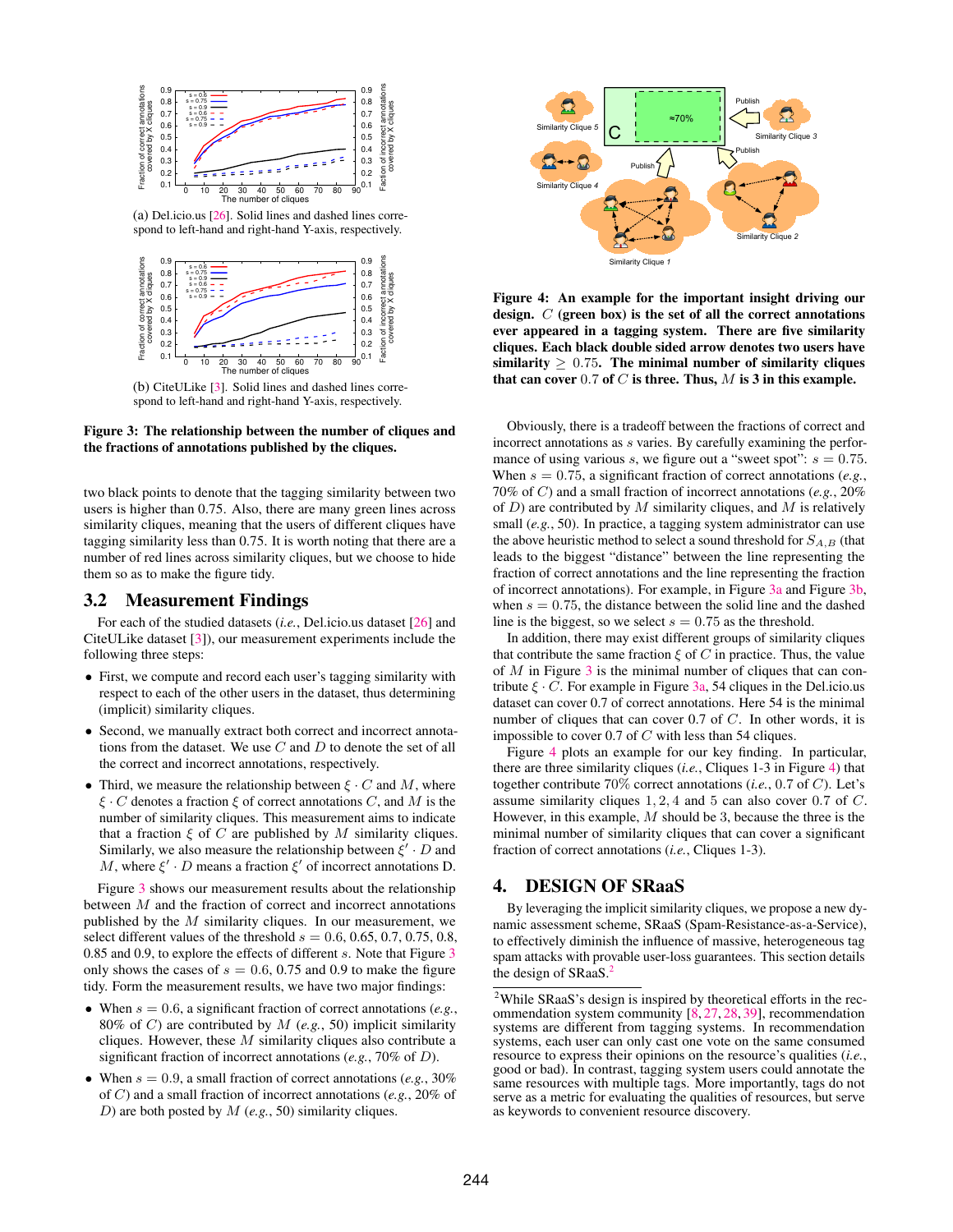(a) Del.icio.us [26]. Solid lines and dashed lines correspond to left-hand and right-hand Y-axis, respectively.

(b) CiteULike [3]. Solid lines and dashed lines correspond to left-hand and right-hand Y-axis, respectively.

**Figure 3: The relationship between the number of cliques and the fractions of annotations published by the cliques.**

two black points to denote that the tagging similarity between two users is higher than 0.75. Also, there are many green lines across similarity cliques, meaning that the users of different cliques have tagging similarity less than 0.75. It is worth noting that there are a number of red lines across similarity cliques, but we choose to hide them so as to make the figure tidy.

## 3.2 Measurement Findings

For each of the studied datasets (*i.e.*, Del.icio.us dataset [26] and CiteULike dataset [3]), our measurement experiments include the following three steps:

- First, we compute and record each user's tagging similarity with respect to each of the other users in the dataset, thus determining (implicit) similarity cliques.
- Second, we manually extract both correct and incorrect annotations from the dataset. We use $C$ and $D$ to denote the set of all the correct and incorrect annotations, respectively.
- Third, we measure the relationship between $\xi \cdot C$ and $M$, where $\xi \cdot C$ denotes a fraction $\xi$ of correct annotations $C$, and $M$ is the number of similarity cliques. This measurement aims to indicate that a fraction $\xi$ of $C$ are published by $M$ similarity cliques. Similarly, we also measure the relationship between $\xi' \cdot D$ and $M$, where $\xi' \cdot D$ means a fraction $\xi'$ of incorrect annotations D.

Figure 3 shows our measurement results about the relationship between $M$ and the fraction of correct and incorrect annotations published by the $M$ similarity cliques. In our measurement, we select different values of the threshold $s = 0.6$, 0.65, 0.7, 0.75, 0.8, 0.85 and 0.9, to explore the effects of different $s$. Note that Figure 3 only shows the cases of $s = 0.6$, 0.75 and 0.9 to make the figure tidy. Form the measurement results, we have two major findings:

- When $s = 0.6$, a significant fraction of correct annotations (*e.g.*, 80% of $C$) are contributed by $M$ (*e.g.*, 50) implicit similarity cliques. However, these $M$ similarity cliques also contribute a significant fraction of incorrect annotations (*e.g.*, 70% of $D$).
- When $s = 0.9$, a small fraction of correct annotations (*e.g.*, 30% of $C$) and a small fraction of incorrect annotations (*e.g.*, 20% of $D$) are both posted by $M$ (*e.g.*, 50) similarity cliques.

**Figure 4: An example for the important insight driving our design. $C$ (green box) is the set of all the correct annotations ever appeared in a tagging system. There are five similarity cliques. Each black double sided arrow denotes two users have similarity $\geq 0.75$. The minimal number of similarity cliques that can cover 0.7 of $C$ is three. Thus, $M$ is 3 in this example.**

Obviously, there is a tradeoff between the fractions of correct and incorrect annotations as $s$ varies. By carefully examining the performance of using various $s$, we figure out a "sweet spot": $s = 0.75$. When $s = 0.75$, a significant fraction of correct annotations (*e.g.*, 70% of $C$) and a small fraction of incorrect annotations (*e.g.*, 20% of $D$) are contributed by $M$ similarity cliques, and $M$ is relatively small (*e.g.*, 50). In practice, a tagging system administrator can use the above heuristic method to select a sound threshold for $S_{A,B}$ (that leads to the biggest "distance" between the line representing the fraction of correct annotations and the line representing the fraction of incorrect annotations). For example, in Figure 3a and Figure 3b, when $s = 0.75$, the distance between the solid line and the dashed line is the biggest, so we select $s = 0.75$ as the threshold.

In addition, there may exist different groups of similarity cliques that contribute the same fraction $\xi$ of $C$ in practice. Thus, the value of $M$ in Figure 3 is the minimal number of cliques that can contribute $\xi \cdot C$. For example in Figure 3a, 54 cliques in the Del.icio.us dataset can cover 0.7 of correct annotations. Here 54 is the minimal number of cliques that can cover 0.7 of $C$. In other words, it is impossible to cover 0.7 of $C$ with less than 54 cliques.

Figure 4 plots an example for our key finding. In particular, there are three similarity cliques (*i.e.*, Cliques 1-3 in Figure 4) that together contribute 70% correct annotations (*i.e.*, 0.7 of $C$). Let's assume similarity cliques $1, 2, 4$ and 5 can also cover 0.7 of $C$. However, in this example, $M$ should be 3, because the three is the minimal number of similarity cliques that can cover a significant fraction of correct annotations (*i.e.*, Cliques 1-3).

# 4. DESIGN OF SRaaS

By leveraging the implicit similarity cliques, we propose a new dynamic assessment scheme, SRaaS (Spam-Resistance-as-a-Service), to effectively diminish the influence of massive, heterogeneous tag spam attacks with provable user-loss guarantees. This section details the design of SRaaS.[2]

[2]While SRaaS's design is inspired by theoretical efforts in the recommendation system community [8, 27, 28, 39], recommendation systems are different from tagging systems. In recommendation systems, each user can only cast one vote on the same consumed resource to express their opinions on the resource's qualities (*i.e.*, good or bad). In contrast, tagging system users could annotate the same resources with multiple tags. More importantly, tags do not serve as a metric for evaluating the qualities of resources, but serve as keywords to convenient resource discovery.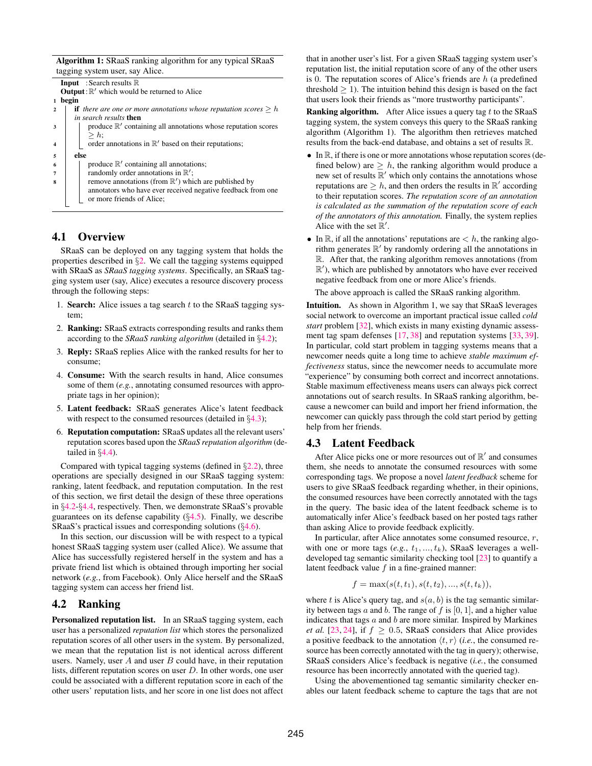**Algorithm 1:** SRaaS ranking algorithm for any typical SRaaS tagging system user, say Alice.

```
  Input  : Search results ℝ
  Output : ℝ' which would be returned to Alice
1 begin
2   if there are one or more annotations whose reputation scores ≥ h in search results then
3       produce ℝ' containing all annotations whose reputation scores ≥ h;
4       order annotations in ℝ' based on their reputations;
5   else
6       produce ℝ' containing all annotations;
7       randomly order annotations in ℝ';
8       remove annotations (from ℝ') which are published by annotators who have ever received negative feedback from one or more friends of Alice;
```

## 4.1 Overview

SRaaS can be deployed on any tagging system that holds the properties described in §2. We call the tagging systems equipped with SRaaS as *SRaaS tagging systems*. Specifically, an SRaaS tagging system user (say, Alice) executes a resource discovery process through the following steps:

1. **Search:** Alice issues a tag search $t$ to the SRaaS tagging system;
2. **Ranking:** SRaaS extracts corresponding results and ranks them according to the *SRaaS ranking algorithm* (detailed in §4.2);
3. **Reply:** SRaaS replies Alice with the ranked results for her to consume;
4. **Consume:** With the search results in hand, Alice consumes some of them (*e.g.*, annotating consumed resources with appropriate tags in her opinion);
5. **Latent feedback:** SRaaS generates Alice's latent feedback with respect to the consumed resources (detailed in §4.3);
6. **Reputation computation:** SRaaS updates all the relevant users' reputation scores based upon the *SRaaS reputation algorithm* (detailed in §4.4).

Compared with typical tagging systems (defined in §2.2), three operations are specially designed in our SRaaS tagging system: ranking, latent feedback, and reputation computation. In the rest of this section, we first detail the design of these three operations in §4.2-§4.4, respectively. Then, we demonstrate SRaaS's provable guarantees on its defense capability (§4.5). Finally, we describe SRaaS's practical issues and corresponding solutions (§4.6).

In this section, our discussion will be with respect to a typical honest SRaaS tagging system user (called Alice). We assume that Alice has successfully registered herself in the system and has a private friend list which is obtained through importing her social network (*e.g.*, from Facebook). Only Alice herself and the SRaaS tagging system can access her friend list.

## 4.2 Ranking

**Personalized reputation list.** In an SRaaS tagging system, each user has a personalized *reputation list* which stores the personalized reputation scores of all other users in the system. By personalized, we mean that the reputation list is not identical across different users. Namely, user $A$ and user $B$ could have, in their reputation lists, different reputation scores on user $D$. In other words, one user could be associated with a different reputation score in each of the other users' reputation lists, and her score in one list does not affect that in another user's list. For a given SRaaS tagging system user's reputation list, the initial reputation score of any of the other users is 0. The reputation scores of Alice's friends are $h$ (a predefined threshold $\geq 1$). The intuition behind this design is based on the fact that users look their friends as "more trustworthy participants".

**Ranking algorithm.** After Alice issues a query tag $t$ to the SRaaS tagging system, the system conveys this query to the SRaaS ranking algorithm (Algorithm 1). The algorithm then retrieves matched results from the back-end database, and obtains a set of results $\mathbb{R}$.

- In $\mathbb{R}$, if there is one or more annotations whose reputation scores (defined below) are $\geq h$, the ranking algorithm would produce a new set of results $\mathbb{R}'$ which only contains the annotations whose reputations are $\geq h$, and then orders the results in $\mathbb{R}'$ according to their reputation scores. *The reputation score of an annotation is calculated as the summation of the reputation score of each of the annotators of this annotation.* Finally, the system replies Alice with the set $\mathbb{R}'$.
- In $\mathbb{R}$, if all the annotations' reputations are $< h$, the ranking algorithm generates $\mathbb{R}'$ by randomly ordering all the annotations in $\mathbb{R}$. After that, the ranking algorithm removes annotations (from $\mathbb{R}'$), which are published by annotators who have ever received negative feedback from one or more Alice's friends.

The above approach is called the SRaaS ranking algorithm.

**Intuition.** As shown in Algorithm 1, we say that SRaaS leverages social network to overcome an important practical issue called *cold start* problem [32], which exists in many existing dynamic assessment tag spam defenses [17, 38] and reputation systems [33, 39]. In particular, cold start problem in tagging systems means that a newcomer needs quite a long time to achieve *stable maximum effectiveness* status, since the newcomer needs to accumulate more "experience" by consuming both correct and incorrect annotations. Stable maximum effectiveness means users can always pick correct annotations out of search results. In SRaaS ranking algorithm, because a newcomer can build and import her friend information, the newcomer can quickly pass through the cold start period by getting help from her friends.

## 4.3 Latent Feedback

After Alice picks one or more resources out of $\mathbb{R}'$ and consumes them, she needs to annotate the consumed resources with some corresponding tags. We propose a novel *latent feedback* scheme for users to give SRaaS feedback regarding whether, in their opinions, the consumed resources have been correctly annotated with the tags in the query. The basic idea of the latent feedback scheme is to automatically infer Alice's feedback based on her posted tags rather than asking Alice to provide feedback explicitly.

In particular, after Alice annotates some consumed resource, $r$, with one or more tags (*e.g.*, $t_1, ..., t_k$), SRaaS leverages a well-developed tag semantic similarity checking tool [23] to quantify a latent feedback value $f$ in a fine-grained manner:

$$f = \max(s(t, t_1), s(t, t_2), ..., s(t, t_k)),$$

where $t$ is Alice's query tag, and $s(a, b)$ is the tag semantic similarity between tags $a$ and $b$. The range of $f$ is $[0, 1]$, and a higher value indicates that tags $a$ and $b$ are more similar. Inspired by Markines *et al.* [23, 24], if $f \geq 0.5$, SRaaS considers that Alice provides a positive feedback to the annotation $\langle t, r \rangle$ (*i.e.*, the consumed resource has been correctly annotated with the tag in query); otherwise, SRaaS considers Alice's feedback is negative (*i.e.*, the consumed resource has been incorrectly annotated with the queried tag).

Using the abovementioned tag semantic similarity checker enables our latent feedback scheme to capture the tags that are not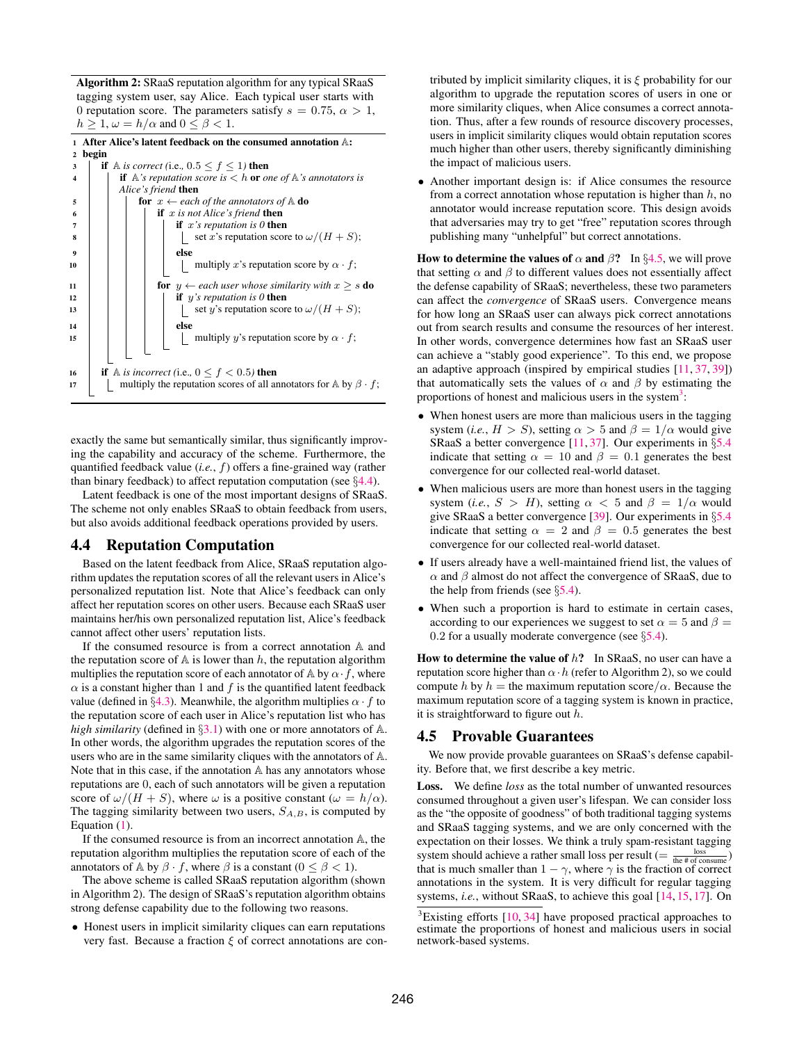**Algorithm 2:** SRaaS reputation algorithm for any typical SRaaS tagging system user, say Alice. Each typical user starts with 0 reputation score. The parameters satisfy $s = 0.75$, $\alpha > 1$, $h \geq 1$, $\omega = h/\alpha$ and $0 \leq \beta < 1$.

```
1  After Alice's latent feedback on the consumed annotation 𝔸:
2  begin
3    if 𝔸 is correct (i.e., 0.5 ≤ f ≤ 1) then
4      if 𝔸's reputation score is < h or one of 𝔸's annotators is Alice's friend then
5        for x ← each of the annotators of 𝔸 do
6          if x is not Alice's friend then
7            if x's reputation is 0 then
8              set x's reputation score to ω/(H + S);
9            else
10             multiply x's reputation score by α · f;
11         for y ← each user whose similarity with x ≥ s do
12           if y's reputation is 0 then
13             set y's reputation score to ω/(H + S);
14           else
15             multiply y's reputation score by α · f;
16   if 𝔸 is incorrect (i.e., 0 ≤ f < 0.5) then
17     multiply the reputation scores of all annotators for 𝔸 by β · f;
```

exactly the same but semantically similar, thus significantly improving the capability and accuracy of the scheme. Furthermore, the quantified feedback value (*i.e.*, $f$) offers a fine-grained way (rather than binary feedback) to affect reputation computation (see §4.4).

Latent feedback is one of the most important designs of SRaaS. The scheme not only enables SRaaS to obtain feedback from users, but also avoids additional feedback operations provided by users.

## 4.4 Reputation Computation

Based on the latent feedback from Alice, SRaaS reputation algorithm updates the reputation scores of all the relevant users in Alice's personalized reputation list. Note that Alice's feedback can only affect her reputation scores on other users. Because each SRaaS user maintains her/his own personalized reputation list, Alice's feedback cannot affect other users' reputation lists.

If the consumed resource is from a correct annotation $\mathbb{A}$ and the reputation score of $\mathbb{A}$ is lower than $h$, the reputation algorithm multiplies the reputation score of each annotator of $\mathbb{A}$ by $\alpha \cdot f$, where $\alpha$ is a constant higher than 1 and $f$ is the quantified latent feedback value (defined in §4.3). Meanwhile, the algorithm multiplies $\alpha \cdot f$ to the reputation score of each user in Alice's reputation list who has *high similarity* (defined in §3.1) with one or more annotators of $\mathbb{A}$. In other words, the algorithm upgrades the reputation scores of the users who are in the same similarity cliques with the annotators of $\mathbb{A}$. Note that in this case, if the annotation $\mathbb{A}$ has any annotators whose reputations are 0, each of such annotators will be given a reputation score of $\omega/(H+S)$, where $\omega$ is a positive constant ($\omega = h/\alpha$). The tagging similarity between two users, $S_{A,B}$, is computed by Equation (1).

If the consumed resource is from an incorrect annotation $\mathbb{A}$, the reputation algorithm multiplies the reputation score of each of the annotators of $\mathbb{A}$ by $\beta \cdot f$, where $\beta$ is a constant ($0 \leq \beta < 1$).

The above scheme is called SRaaS reputation algorithm (shown in Algorithm 2). The design of SRaaS's reputation algorithm obtains strong defense capability due to the following two reasons.

- Honest users in implicit similarity cliques can earn reputations very fast. Because a fraction $\xi$ of correct annotations are contributed by implicit similarity cliques, it is $\xi$ probability for our algorithm to upgrade the reputation scores of users in one or more similarity cliques, when Alice consumes a correct annotation. Thus, after a few rounds of resource discovery processes, users in implicit similarity cliques would obtain reputation scores much higher than other users, thereby significantly diminishing the impact of malicious users.
- Another important design is: if Alice consumes the resource from a correct annotation whose reputation is higher than $h$, no annotator would increase reputation score. This design avoids that adversaries may try to get "free" reputation scores through publishing many "unhelpful" but correct annotations.

**How to determine the values of $\alpha$ and $\beta$?** In §4.5, we will prove that setting $\alpha$ and $\beta$ to different values does not essentially affect the defense capability of SRaaS; nevertheless, these two parameters can affect the *convergence* of SRaaS users. Convergence means for how long an SRaaS user can always pick correct annotations out from search results and consume the resources of her interest. In other words, convergence determines how fast an SRaaS user can achieve a "stably good experience". To this end, we propose an adaptive approach (inspired by empirical studies [11, 37, 39]) that automatically sets the values of $\alpha$ and $\beta$ by estimating the proportions of honest and malicious users in the system[3]:

- When honest users are more than malicious users in the tagging system (*i.e.*, $H > S$), setting $\alpha > 5$ and $\beta = 1/\alpha$ would give SRaaS a better convergence [11, 37]. Our experiments in §5.4 indicate that setting $\alpha = 10$ and $\beta = 0.1$ generates the best convergence for our collected real-world dataset.
- When malicious users are more than honest users in the tagging system (*i.e.*, $S > H$), setting $\alpha < 5$ and $\beta = 1/\alpha$ would give SRaaS a better convergence [39]. Our experiments in §5.4 indicate that setting $\alpha = 2$ and $\beta = 0.5$ generates the best convergence for our collected real-world dataset.
- If users already have a well-maintained friend list, the values of $\alpha$ and $\beta$ almost do not affect the convergence of SRaaS, due to the help from friends (see §5.4).
- When such a proportion is hard to estimate in certain cases, according to our experiences we suggest to set $\alpha = 5$ and $\beta = 0.2$ for a usually moderate convergence (see §5.4).

**How to determine the value of $h$?** In SRaaS, no user can have a reputation score higher than $\alpha \cdot h$ (refer to Algorithm 2), so we could compute $h$ by $h =$ the maximum reputation score$/\alpha$. Because the maximum reputation score of a tagging system is known in practice, it is straightforward to figure out $h$.

## 4.5 Provable Guarantees

We now provide provable guarantees on SRaaS's defense capability. Before that, we first describe a key metric.

**Loss.** We define *loss* as the total number of unwanted resources consumed throughout a given user's lifespan. We can consider loss as the "the opposite of goodness" of both traditional tagging systems and SRaaS tagging systems, and we are only concerned with the expectation on their losses. We think a truly spam-resistant tagging system should achieve a rather small loss per result ($= \frac{\text{loss}}{\text{the \# of consume}}$) that is much smaller than $1 - \gamma$, where $\gamma$ is the fraction of correct annotations in the system. It is very difficult for regular tagging systems, *i.e.*, without SRaaS, to achieve this goal [14, 15, 17]. On

[3] Existing efforts [10, 34] have proposed practical approaches to estimate the proportions of honest and malicious users in social network-based systems.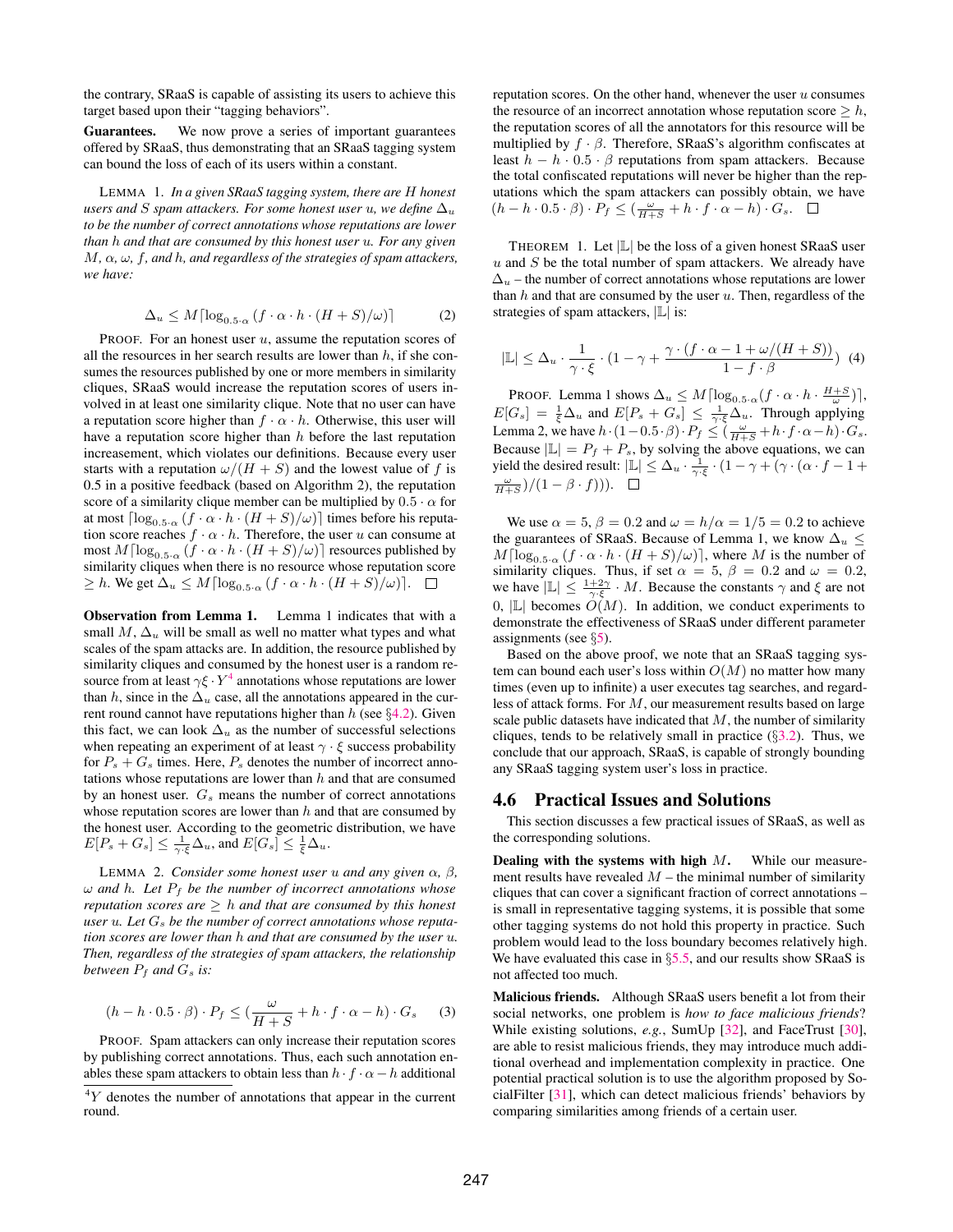the contrary, SRaaS is capable of assisting its users to achieve this target based upon their "tagging behaviors".

**Guarantees.** We now prove a series of important guarantees offered by SRaaS, thus demonstrating that an SRaaS tagging system can bound the loss of each of its users within a constant.

LEMMA 1. *In a given SRaaS tagging system, there are $H$ honest users and $S$ spam attackers. For some honest user $u$, we define $\Delta_u$ to be the number of correct annotations whose reputations are lower than $h$ and that are consumed by this honest user $u$. For any given $M$, $\alpha$, $\omega$, $f$, and $h$, and regardless of the strategies of spam attackers, we have:*

$$\Delta_u \leq M\lceil \log_{0.5\cdot\alpha}(f \cdot \alpha \cdot h \cdot (H+S)/\omega)\rceil \tag{2}$$

PROOF. For an honest user $u$, assume the reputation scores of all the resources in her search results are lower than $h$, if she consumes the resources published by one or more members in similarity cliques, SRaaS would increase the reputation scores of users involved in at least one similarity clique. Note that no user can have a reputation score higher than $f \cdot \alpha \cdot h$. Otherwise, this user will have a reputation score higher than $h$ before the last reputation increasement, which violates our definitions. Because every user starts with a reputation $\omega/(H+S)$ and the lowest value of $f$ is 0.5 in a positive feedback (based on Algorithm 2), the reputation score of a similarity clique member can be multiplied by $0.5 \cdot \alpha$ for at most $\lceil \log_{0.5\cdot\alpha}(f \cdot \alpha \cdot h \cdot (H+S)/\omega)\rceil$ times before his reputation score reaches $f \cdot \alpha \cdot h$. Therefore, the user $u$ can consume at most $M\lceil \log_{0.5\cdot\alpha}(f \cdot \alpha \cdot h \cdot (H+S)/\omega)\rceil$ resources published by similarity cliques when there is no resource whose reputation score $\geq h$. We get $\Delta_u \leq M\lceil \log_{0.5\cdot\alpha}(f \cdot \alpha \cdot h \cdot (H+S)/\omega)\rceil$. ☐

**Observation from Lemma 1.** Lemma 1 indicates that with a small $M$, $\Delta_u$ will be small as well no matter what types and what scales of the spam attacks are. In addition, the resource published by similarity cliques and consumed by the honest user is a random resource from at least $\gamma\xi \cdot Y$[4] annotations whose reputations are lower than $h$, since in the $\Delta_u$ case, all the annotations appeared in the current round cannot have reputations higher than $h$ (see §4.2). Given this fact, we can look $\Delta_u$ as the number of successful selections when repeating an experiment of at least $\gamma \cdot \xi$ success probability for $P_s + G_s$ times. Here, $P_s$ denotes the number of incorrect annotations whose reputations are lower than $h$ and that are consumed by an honest user. $G_s$ means the number of correct annotations whose reputation scores are lower than $h$ and that are consumed by the honest user. According to the geometric distribution, we have $E[P_s + G_s] \leq \frac{1}{\gamma\cdot\xi}\Delta_u$, and $E[G_s] \leq \frac{1}{\xi}\Delta_u$.

LEMMA 2. *Consider some honest user $u$ and any given $\alpha$, $\beta$, $\omega$ and $h$. Let $P_f$ be the number of incorrect annotations whose reputation scores are $\geq h$ and that are consumed by this honest user $u$. Let $G_s$ be the number of correct annotations whose reputation scores are lower than $h$ and that are consumed by the user $u$. Then, regardless of the strategies of spam attackers, the relationship between $P_f$ and $G_s$ is:*

$$(h - h \cdot 0.5 \cdot \beta) \cdot P_f \leq (\frac{\omega}{H+S} + h \cdot f \cdot \alpha - h) \cdot G_s \tag{3}$$

PROOF. Spam attackers can only increase their reputation scores by publishing correct annotations. Thus, each such annotation enables these spam attackers to obtain less than $h \cdot f \cdot \alpha - h$ additional reputation scores. On the other hand, whenever the user $u$ consumes the resource of an incorrect annotation whose reputation score $\geq h$, the reputation scores of all the annotators for this resource will be multiplied by $f \cdot \beta$. Therefore, SRaaS's algorithm confiscates at least $h - h \cdot 0.5 \cdot \beta$ reputations from spam attackers. Because the total confiscated reputations will never be higher than the reputations which the spam attackers can possibly obtain, we have $(h - h \cdot 0.5 \cdot \beta) \cdot P_f \leq (\frac{\omega}{H+S} + h \cdot f \cdot \alpha - h) \cdot G_s$. ☐

[4] $Y$ denotes the number of annotations that appear in the current round.

THEOREM 1. Let $|\mathbb{L}|$ be the loss of a given honest SRaaS user $u$ and $S$ be the total number of spam attackers. We already have $\Delta_u$ – the number of correct annotations whose reputations are lower than $h$ and that are consumed by the user $u$. Then, regardless of the strategies of spam attackers, $|\mathbb{L}|$ is:

$$|\mathbb{L}| \leq \Delta_u \cdot \frac{1}{\gamma \cdot \xi} \cdot (1 - \gamma + \frac{\gamma \cdot (f \cdot \alpha - 1 + \omega/(H+S))}{1 - f \cdot \beta}) \tag{4}$$

PROOF. Lemma 1 shows $\Delta_u \leq M\lceil \log_{0.5\cdot\alpha}(f \cdot \alpha \cdot h \cdot \frac{H+S}{\omega})\rceil$, $E[G_s] = \frac{1}{\xi}\Delta_u$ and $E[P_s + G_s] \leq \frac{1}{\gamma\cdot\xi}\Delta_u$. Through applying Lemma 2, we have $h \cdot (1 - 0.5 \cdot \beta) \cdot P_f \leq (\frac{\omega}{H+S} + h \cdot f \cdot \alpha - h) \cdot G_s$. Because $|\mathbb{L}| = P_f + P_s$, by solving the above equations, we can yield the desired result: $|\mathbb{L}| \leq \Delta_u \cdot \frac{1}{\gamma\cdot\xi} \cdot (1 - \gamma + (\gamma \cdot (\alpha \cdot f - 1 + \frac{\omega}{H+S})/(1 - \beta \cdot f)))$. ☐

We use $\alpha = 5$, $\beta = 0.2$ and $\omega = h/\alpha = 1/5 = 0.2$ to achieve the guarantees of SRaaS. Because of Lemma 1, we know $\Delta_u \leq M\lceil \log_{0.5\cdot\alpha}(f \cdot \alpha \cdot h \cdot (H+S)/\omega)\rceil$, where $M$ is the number of similarity cliques. Thus, if set $\alpha = 5$, $\beta = 0.2$ and $\omega = 0.2$, we have $|\mathbb{L}| \leq \frac{1+2\gamma}{\gamma\cdot\xi} \cdot M$. Because the constants $\gamma$ and $\xi$ are not 0, $|\mathbb{L}|$ becomes $O(M)$. In addition, we conduct experiments to demonstrate the effectiveness of SRaaS under different parameter assignments (see §5).

Based on the above proof, we note that an SRaaS tagging system can bound each user's loss within $O(M)$ no matter how many times (even up to infinite) a user executes tag searches, and regardless of attack forms. For $M$, our measurement results based on large scale public datasets have indicated that $M$, the number of similarity cliques, tends to be relatively small in practice (§3.2). Thus, we conclude that our approach, SRaaS, is capable of strongly bounding any SRaaS tagging system user's loss in practice.

## 4.6 Practical Issues and Solutions

This section discusses a few practical issues of SRaaS, as well as the corresponding solutions.

**Dealing with the systems with high $M$.** While our measurement results have revealed $M$ – the minimal number of similarity cliques that can cover a significant fraction of correct annotations – is small in representative tagging systems, it is possible that some other tagging systems do not hold this property in practice. Such problem would lead to the loss boundary becomes relatively high. We have evaluated this case in §5.5, and our results show SRaaS is not affected too much.

**Malicious friends.** Although SRaaS users benefit a lot from their social networks, one problem is *how to face malicious friends*? While existing solutions, *e.g.*, SumUp [32], and FaceTrust [30], are able to resist malicious friends, they may introduce much additional overhead and implementation complexity in practice. One potential practical solution is to use the algorithm proposed by SocialFilter [31], which can detect malicious friends' behaviors by comparing similarities among friends of a certain user.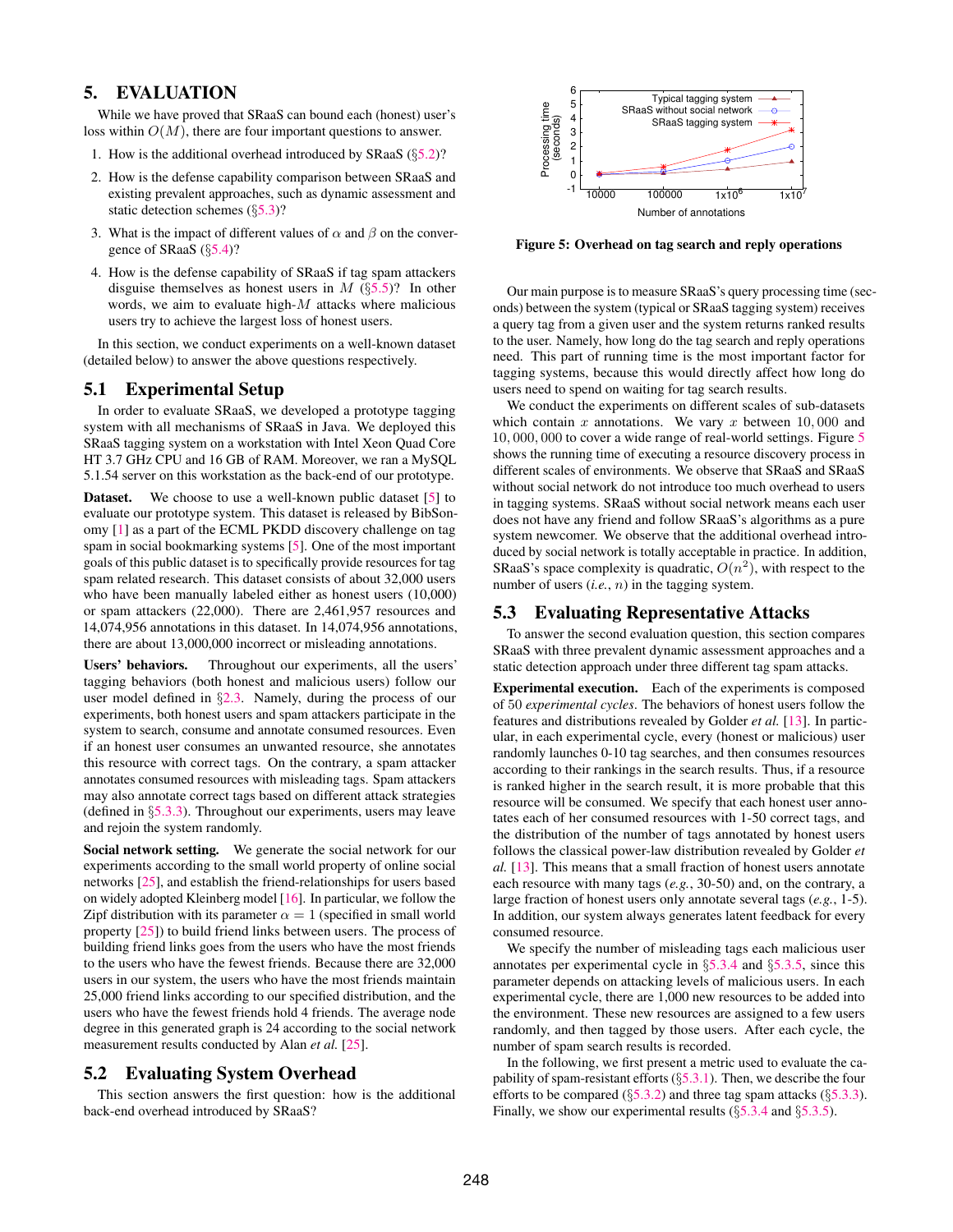## 5. EVALUATION

While we have proved that SRaaS can bound each (honest) user's loss within $O(M)$, there are four important questions to answer.

1. How is the additional overhead introduced by SRaaS (§5.2)?
2. How is the defense capability comparison between SRaaS and existing prevalent approaches, such as dynamic assessment and static detection schemes (§5.3)?
3. What is the impact of different values of $\alpha$ and $\beta$ on the convergence of SRaaS (§5.4)?
4. How is the defense capability of SRaaS if tag spam attackers disguise themselves as honest users in $M$ (§5.5)? In other words, we aim to evaluate high-$M$ attacks where malicious users try to achieve the largest loss of honest users.

In this section, we conduct experiments on a well-known dataset (detailed below) to answer the above questions respectively.

### 5.1 Experimental Setup

In order to evaluate SRaaS, we developed a prototype tagging system with all mechanisms of SRaaS in Java. We deployed this SRaaS tagging system on a workstation with Intel Xeon Quad Core HT 3.7 GHz CPU and 16 GB of RAM. Moreover, we ran a MySQL 5.1.54 server on this workstation as the back-end of our prototype.

**Dataset.** We choose to use a well-known public dataset [5] to evaluate our prototype system. This dataset is released by BibSonomy [1] as a part of the ECML PKDD discovery challenge on tag spam in social bookmarking systems [5]. One of the most important goals of this public dataset is to specifically provide resources for tag spam related research. This dataset consists of about 32,000 users who have been manually labeled either as honest users (10,000) or spam attackers (22,000). There are 2,461,957 resources and 14,074,956 annotations in this dataset. In 14,074,956 annotations, there are about 13,000,000 incorrect or misleading annotations.

**Users' behaviors.** Throughout our experiments, all the users' tagging behaviors (both honest and malicious users) follow our user model defined in §2.3. Namely, during the process of our experiments, both honest users and spam attackers participate in the system to search, consume and annotate consumed resources. Even if an honest user consumes an unwanted resource, she annotates this resource with correct tags. On the contrary, a spam attacker annotates consumed resources with misleading tags. Spam attackers may also annotate correct tags based on different attack strategies (defined in §5.3.3). Throughout our experiments, users may leave and rejoin the system randomly.

**Social network setting.** We generate the social network for our experiments according to the small world property of online social networks [25], and establish the friend-relationships for users based on widely adopted Kleinberg model [16]. In particular, we follow the Zipf distribution with its parameter $\alpha = 1$ (specified in small world property [25]) to build friend links between users. The process of building friend links goes from the users who have the most friends to the users who have the fewest friends. Because there are 32,000 users in our system, the users who have the most friends maintain 25,000 friend links according to our specified distribution, and the users who have the fewest friends hold 4 friends. The average node degree in this generated graph is 24 according to the social network measurement results conducted by Alan *et al.* [25].

### 5.2 Evaluating System Overhead

This section answers the first question: how is the additional back-end overhead introduced by SRaaS?

**Figure 5: Overhead on tag search and reply operations**

Our main purpose is to measure SRaaS's query processing time (seconds) between the system (typical or SRaaS tagging system) receives a query tag from a given user and the system returns ranked results to the user. Namely, how long do the tag search and reply operations need. This part of running time is the most important factor for tagging systems, because this would directly affect how long do users need to spend on waiting for tag search results.

We conduct the experiments on different scales of sub-datasets which contain $x$ annotations. We vary $x$ between $10,000$ and $10,000,000$ to cover a wide range of real-world settings. Figure 5 shows the running time of executing a resource discovery process in different scales of environments. We observe that SRaaS and SRaaS without social network do not introduce too much overhead to users in tagging systems. SRaaS without social network means each user does not have any friend and follow SRaaS's algorithms as a pure system newcomer. We observe that the additional overhead introduced by social network is totally acceptable in practice. In addition, SRaaS's space complexity is quadratic, $O(n^2)$, with respect to the number of users (*i.e.*, $n$) in the tagging system.

### 5.3 Evaluating Representative Attacks

To answer the second evaluation question, this section compares SRaaS with three prevalent dynamic assessment approaches and a static detection approach under three different tag spam attacks.

**Experimental execution.** Each of the experiments is composed of 50 *experimental cycles*. The behaviors of honest users follow the features and distributions revealed by Golder *et al.* [13]. In particular, in each experimental cycle, every (honest or malicious) user randomly launches 0-10 tag searches, and then consumes resources according to their rankings in the search results. Thus, if a resource is ranked higher in the search result, it is more probable that this resource will be consumed. We specify that each honest user annotates each of her consumed resources with 1-50 correct tags, and the distribution of the number of tags annotated by honest users follows the classical power-law distribution revealed by Golder *et al.* [13]. This means that a small fraction of honest users annotate each resource with many tags (*e.g.*, 30-50) and, on the contrary, a large fraction of honest users only annotate several tags (*e.g.*, 1-5). In addition, our system always generates latent feedback for every consumed resource.

We specify the number of misleading tags each malicious user annotates per experimental cycle in §5.3.4 and §5.3.5, since this parameter depends on attacking levels of malicious users. In each experimental cycle, there are 1,000 new resources to be added into the environment. These new resources are assigned to a few users randomly, and then tagged by those users. After each cycle, the number of spam search results is recorded.

In the following, we first present a metric used to evaluate the capability of spam-resistant efforts (§5.3.1). Then, we describe the four efforts to be compared (§5.3.2) and three tag spam attacks (§5.3.3). Finally, we show our experimental results (§5.3.4 and §5.3.5).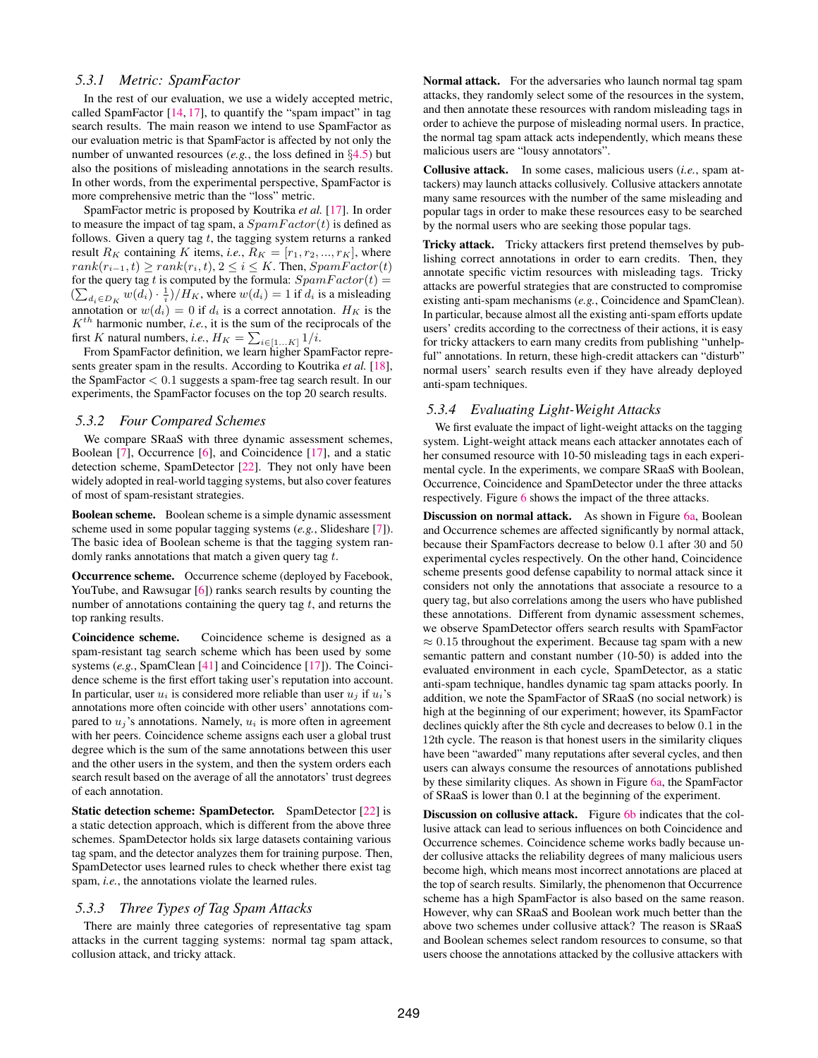### 5.3.1 Metric: SpamFactor

In the rest of our evaluation, we use a widely accepted metric, called SpamFactor [14, 17], to quantify the "spam impact" in tag search results. The main reason we intend to use SpamFactor as our evaluation metric is that SpamFactor is affected by not only the number of unwanted resources (*e.g.*, the loss defined in §4.5) but also the positions of misleading annotations in the search results. In other words, from the experimental perspective, SpamFactor is more comprehensive metric than the "loss" metric.

SpamFactor metric is proposed by Koutrika *et al.* [17]. In order to measure the impact of tag spam, a $SpamFactor(t)$ is defined as follows. Given a query tag $t$, the tagging system returns a ranked result $R_K$ containing $K$ items, *i.e.*, $R_K = [r_1, r_2, ..., r_K]$, where $rank(r_{i-1}, t) \geq rank(r_i, t)$, $2 \leq i \leq K$. Then, $SpamFactor(t)$ for the query tag $t$ is computed by the formula: $SpamFactor(t) = (\sum_{d_i \in D_K} w(d_i) \cdot \frac{1}{i})/H_K$, where $w(d_i) = 1$ if $d_i$ is a misleading annotation or $w(d_i) = 0$ if $d_i$ is a correct annotation. $H_K$ is the $K^{th}$ harmonic number, *i.e.*, it is the sum of the reciprocals of the first $K$ natural numbers, *i.e.*, $H_K = \sum_{i \in [1...K]} 1/i$.

From SpamFactor definition, we learn higher SpamFactor represents greater spam in the results. According to Koutrika *et al.* [18], the SpamFactor $< 0.1$ suggests a spam-free tag search result. In our experiments, the SpamFactor focuses on the top 20 search results.

### 5.3.2 Four Compared Schemes

We compare SRaaS with three dynamic assessment schemes, Boolean [7], Occurrence [6], and Coincidence [17], and a static detection scheme, SpamDetector [22]. They not only have been widely adopted in real-world tagging systems, but also cover features of most of spam-resistant strategies.

**Boolean scheme.** Boolean scheme is a simple dynamic assessment scheme used in some popular tagging systems (*e.g.*, Slideshare [7]). The basic idea of Boolean scheme is that the tagging system randomly ranks annotations that match a given query tag $t$.

**Occurrence scheme.** Occurrence scheme (deployed by Facebook, YouTube, and Rawsugar [6]) ranks search results by counting the number of annotations containing the query tag $t$, and returns the top ranking results.

**Coincidence scheme.** Coincidence scheme is designed as a spam-resistant tag search scheme which has been used by some systems (*e.g.*, SpamClean [41] and Coincidence [17]). The Coincidence scheme is the first effort taking user's reputation into account. In particular, user $u_i$ is considered more reliable than user $u_j$ if $u_i$'s annotations more often coincide with other users' annotations compared to $u_j$'s annotations. Namely, $u_i$ is more often in agreement with her peers. Coincidence scheme assigns each user a global trust degree which is the sum of the same annotations between this user and the other users in the system, and then the system orders each search result based on the average of all the annotators' trust degrees of each annotation.

**Static detection scheme: SpamDetector.** SpamDetector [22] is a static detection approach, which is different from the above three schemes. SpamDetector holds six large datasets containing various tag spam, and the detector analyzes them for training purpose. Then, SpamDetector uses learned rules to check whether there exist tag spam, *i.e.*, the annotations violate the learned rules.

### 5.3.3 Three Types of Tag Spam Attacks

There are mainly three categories of representative tag spam attacks in the current tagging systems: normal tag spam attack, collusion attack, and tricky attack.

**Normal attack.** For the adversaries who launch normal tag spam attacks, they randomly select some of the resources in the system, and then annotate these resources with random misleading tags in order to achieve the purpose of misleading normal users. In practice, the normal tag spam attack acts independently, which means these malicious users are "lousy annotators".

**Collusive attack.** In some cases, malicious users (*i.e.*, spam attackers) may launch attacks collusively. Collusive attackers annotate many same resources with the number of the same misleading and popular tags in order to make these resources easy to be searched by the normal users who are seeking those popular tags.

**Tricky attack.** Tricky attackers first pretend themselves by publishing correct annotations in order to earn credits. Then, they annotate specific victim resources with misleading tags. Tricky attacks are powerful strategies that are constructed to compromise existing anti-spam mechanisms (*e.g.*, Coincidence and SpamClean). In particular, because almost all the existing anti-spam efforts update users' credits according to the correctness of their actions, it is easy for tricky attackers to earn many credits from publishing "unhelpful" annotations. In return, these high-credit attackers can "disturb" normal users' search results even if they have already deployed anti-spam techniques.

### 5.3.4 Evaluating Light-Weight Attacks

We first evaluate the impact of light-weight attacks on the tagging system. Light-weight attack means each attacker annotates each of her consumed resource with 10-50 misleading tags in each experimental cycle. In the experiments, we compare SRaaS with Boolean, Occurrence, Coincidence and SpamDetector under the three attacks respectively. Figure 6 shows the impact of the three attacks.

**Discussion on normal attack.** As shown in Figure 6a, Boolean and Occurrence schemes are affected significantly by normal attack, because their SpamFactors decrease to below 0.1 after 30 and 50 experimental cycles respectively. On the other hand, Coincidence scheme presents good defense capability to normal attack since it considers not only the annotations that associate a resource to a query tag, but also correlations among the users who have published these annotations. Different from dynamic assessment schemes, we observe SpamDetector offers search results with SpamFactor $\approx 0.15$ throughout the experiment. Because tag spam with a new semantic pattern and constant number (10-50) is added into the evaluated environment in each cycle, SpamDetector, as a static anti-spam technique, handles dynamic tag spam attacks poorly. In addition, we note the SpamFactor of SRaaS (no social network) is high at the beginning of our experiment; however, its SpamFactor declines quickly after the 8th cycle and decreases to below 0.1 in the 12th cycle. The reason is that honest users in the similarity cliques have been "awarded" many reputations after several cycles, and then users can always consume the resources of annotations published by these similarity cliques. As shown in Figure 6a, the SpamFactor of SRaaS is lower than 0.1 at the beginning of the experiment.

**Discussion on collusive attack.** Figure 6b indicates that the collusive attack can lead to serious influences on both Coincidence and Occurrence schemes. Coincidence scheme works badly because under collusive attacks the reliability degrees of many malicious users become high, which means most incorrect annotations are placed at the top of search results. Similarly, the phenomenon that Occurrence scheme has a high SpamFactor is also based on the same reason. However, why can SRaaS and Boolean work much better than the above two schemes under collusive attack? The reason is SRaaS and Boolean schemes select random resources to consume, so that users choose the annotations attacked by the collusive attackers with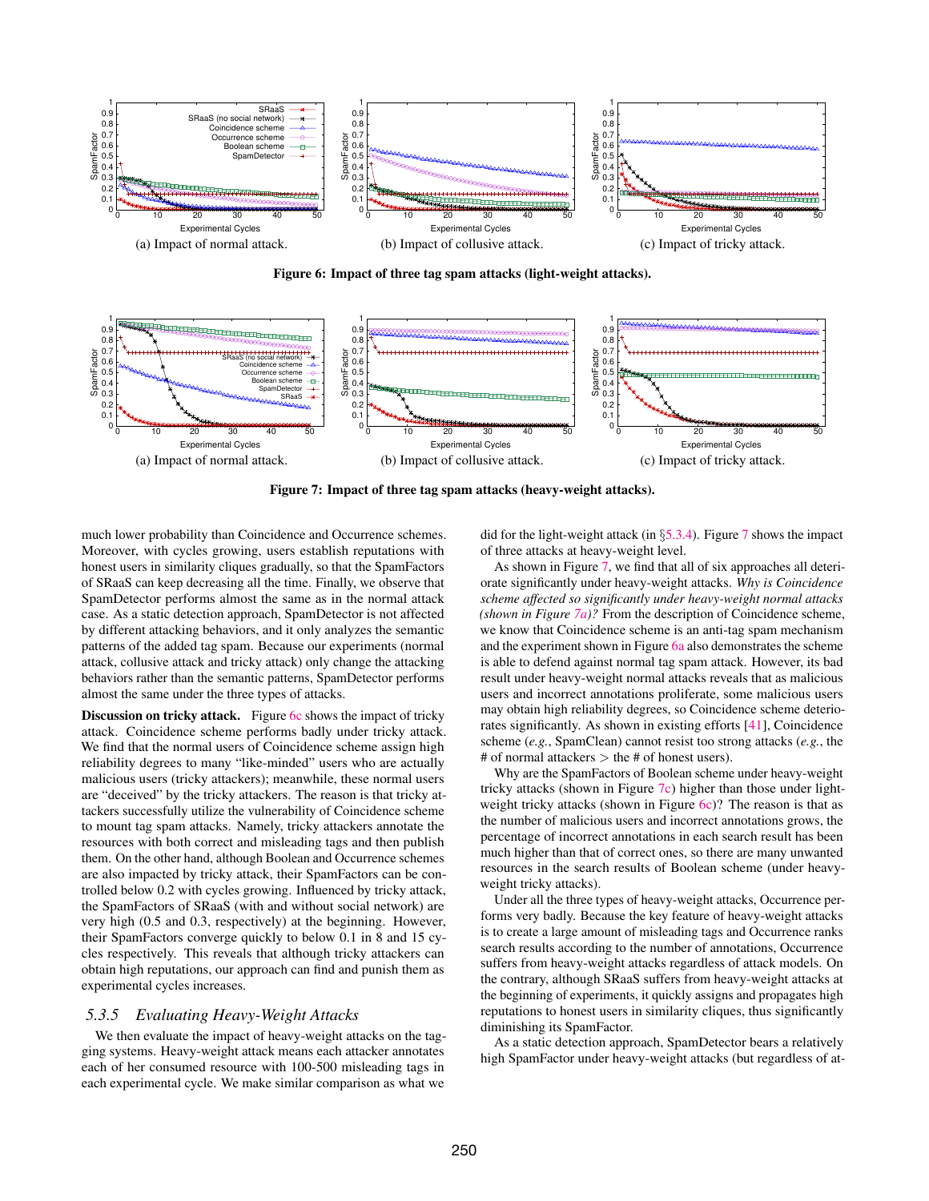(a) Impact of normal attack.

(b) Impact of collusive attack.

(c) Impact of tricky attack.

**Figure 6: Impact of three tag spam attacks (light-weight attacks).**

(a) Impact of normal attack.

(b) Impact of collusive attack.

(c) Impact of tricky attack.

**Figure 7: Impact of three tag spam attacks (heavy-weight attacks).**

much lower probability than Coincidence and Occurrence schemes. Moreover, with cycles growing, users establish reputations with honest users in similarity cliques gradually, so that the SpamFactors of SRaaS can keep decreasing all the time. Finally, we observe that SpamDetector performs almost the same as in the normal attack case. As a static detection approach, SpamDetector is not affected by different attacking behaviors, and it only analyzes the semantic patterns of the added tag spam. Because our experiments (normal attack, collusive attack and tricky attack) only change the attacking behaviors rather than the semantic patterns, SpamDetector performs almost the same under the three types of attacks.

**Discussion on tricky attack.** Figure 6c shows the impact of tricky attack. Coincidence scheme performs badly under tricky attack. We find that the normal users of Coincidence scheme assign high reliability degrees to many "like-minded" users who are actually malicious users (tricky attackers); meanwhile, these normal users are "deceived" by the tricky attackers. The reason is that tricky attackers successfully utilize the vulnerability of Coincidence scheme to mount tag spam attacks. Namely, tricky attackers annotate the resources with both correct and misleading tags and then publish them. On the other hand, although Boolean and Occurrence schemes are also impacted by tricky attack, their SpamFactors can be controlled below 0.2 with cycles growing. Influenced by tricky attack, the SpamFactors of SRaaS (with and without social network) are very high (0.5 and 0.3, respectively) at the beginning. However, their SpamFactors converge quickly to below 0.1 in 8 and 15 cycles respectively. This reveals that although tricky attackers can obtain high reputations, our approach can find and punish them as experimental cycles increases.

### 5.3.5 Evaluating Heavy-Weight Attacks

We then evaluate the impact of heavy-weight attacks on the tagging systems. Heavy-weight attack means each attacker annotates each of her consumed resource with 100-500 misleading tags in each experimental cycle. We make similar comparison as what we did for the light-weight attack (in §5.3.4). Figure 7 shows the impact of three attacks at heavy-weight level.

As shown in Figure 7, we find that all of six approaches all deteriorate significantly under heavy-weight attacks. *Why is Coincidence scheme affected so significantly under heavy-weight normal attacks (shown in Figure 7a)?* From the description of Coincidence scheme, we know that Coincidence scheme is an anti-tag spam mechanism and the experiment shown in Figure 6a also demonstrates the scheme is able to defend against normal tag spam attack. However, its bad result under heavy-weight normal attacks reveals that as malicious users and incorrect annotations proliferate, some malicious users may obtain high reliability degrees, so Coincidence scheme deteriorates significantly. As shown in existing efforts [41], Coincidence scheme (*e.g.*, SpamClean) cannot resist too strong attacks (*e.g.*, the # of normal attackers > the # of honest users).

Why are the SpamFactors of Boolean scheme under heavy-weight tricky attacks (shown in Figure 7c) higher than those under light-weight tricky attacks (shown in Figure 6c)? The reason is that as the number of malicious users and incorrect annotations grows, the percentage of incorrect annotations in each search result has been much higher than that of correct ones, so there are many unwanted resources in the search results of Boolean scheme (under heavy-weight tricky attacks).

Under all the three types of heavy-weight attacks, Occurrence performs very badly. Because the key feature of heavy-weight attacks is to create a large amount of misleading tags and Occurrence ranks search results according to the number of annotations, Occurrence suffers from heavy-weight attacks regardless of attack models. On the contrary, although SRaaS suffers from heavy-weight attacks at the beginning of experiments, it quickly assigns and propagates high reputations to honest users in similarity cliques, thus significantly diminishing its SpamFactor.

As a static detection approach, SpamDetector bears a relatively high SpamFactor under heavy-weight attacks (but regardless of at-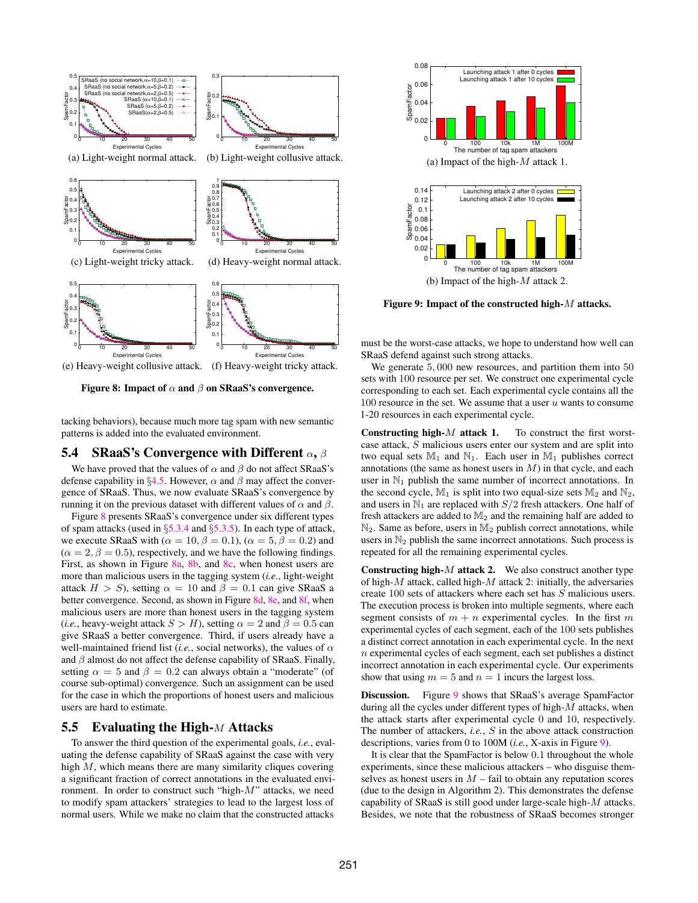(a) Light-weight normal attack.

(b) Light-weight collusive attack.

(c) Light-weight tricky attack.

(d) Heavy-weight normal attack.

(e) Heavy-weight collusive attack.

(f) Heavy-weight tricky attack.

**Figure 8: Impact of $\alpha$ and $\beta$ on SRaaS's convergence.**

tacking behaviors), because much more tag spam with new semantic patterns is added into the evaluated environment.

## 5.4 SRaaS's Convergence with Different $\alpha$, $\beta$

We have proved that the values of $\alpha$ and $\beta$ do not affect SRaaS's defense capability in §4.5. However, $\alpha$ and $\beta$ may affect the convergence of SRaaS. Thus, we now evaluate SRaaS's convergence by running it on the previous dataset with different values of $\alpha$ and $\beta$.

Figure 8 presents SRaaS's convergence under six different types of spam attacks (used in §5.3.4 and §5.3.5). In each type of attack, we execute SRaaS with ($\alpha = 10, \beta = 0.1$), ($\alpha = 5, \beta = 0.2$) and ($\alpha = 2, \beta = 0.5$), respectively, and we have the following findings. First, as shown in Figure 8a, 8b, and 8c, when honest users are more than malicious users in the tagging system (*i.e.*, light-weight attack $H > S$), setting $\alpha = 10$ and $\beta = 0.1$ can give SRaaS a better convergence. Second, as shown in Figure 8d, 8e, and 8f, when malicious users are more than honest users in the tagging system (*i.e.*, heavy-weight attack $S > H$), setting $\alpha = 2$ and $\beta = 0.5$ can give SRaaS a better convergence. Third, if users already have a well-maintained friend list (*i.e.*, social networks), the values of $\alpha$ and $\beta$ almost do not affect the defense capability of SRaaS. Finally, setting $\alpha = 5$ and $\beta = 0.2$ can always obtain a "moderate" (of course sub-optimal) convergence. Such an assignment can be used for the case in which the proportions of honest users and malicious users are hard to estimate.

## 5.5 Evaluating the High-$M$ Attacks

To answer the third question of the experimental goals, *i.e.*, evaluating the defense capability of SRaaS against the case with very high $M$, which means there are many similarity cliques covering a significant fraction of correct annotations in the evaluated environment. In order to construct such "high-$M$" attacks, we need to modify spam attackers' strategies to lead to the largest loss of normal users. While we make no claim that the constructed attacks must be the worst-case attacks, we hope to understand how well can SRaaS defend against such strong attacks.

(a) Impact of the high-$M$ attack 1.

(b) Impact of the high-$M$ attack 2.

**Figure 9: Impact of the constructed high-$M$ attacks.**

We generate 5,000 new resources, and partition them into 50 sets with 100 resource per set. We construct one experimental cycle corresponding to each set. Each experimental cycle contains all the 100 resource in the set. We assume that a user $u$ wants to consume 1-20 resources in each experimental cycle.

**Constructing high-$M$ attack 1.** To construct the first worst-case attack, $S$ malicious users enter our system and are split into two equal sets $\mathbb{M}_1$ and $\mathbb{N}_1$. Each user in $\mathbb{M}_1$ publishes correct annotations (the same as honest users in $M$) in that cycle, and each user in $\mathbb{N}_1$ publish the same number of incorrect annotations. In the second cycle, $\mathbb{M}_1$ is split into two equal-size sets $\mathbb{M}_2$ and $\mathbb{N}_2$, and users in $\mathbb{N}_1$ are replaced with $S/2$ fresh attackers. One half of fresh attackers are added to $\mathbb{M}_2$ and the remaining half are added to $\mathbb{N}_2$. Same as before, users in $\mathbb{M}_2$ publish correct annotations, while users in $\mathbb{N}_2$ publish the same incorrect annotations. Such process is repeated for all the remaining experimental cycles.

**Constructing high-$M$ attack 2.** We also construct another type of high-$M$ attack, called high-$M$ attack 2: initially, the adversaries create 100 sets of attackers where each set has $S$ malicious users. The execution process is broken into multiple segments, where each segment consists of $m + n$ experimental cycles. In the first $m$ experimental cycles of each segment, each of the 100 sets publishes a distinct correct annotation in each experimental cycle. In the next $n$ experimental cycles of each segment, each set publishes a distinct incorrect annotation in each experimental cycle. Our experiments show that using $m = 5$ and $n = 1$ incurs the largest loss.

**Discussion.** Figure 9 shows that SRaaS's average SpamFactor during all the cycles under different types of high-$M$ attacks, when the attack starts after experimental cycle 0 and 10, respectively. The number of attackers, *i.e.*, $S$ in the above attack construction descriptions, varies from 0 to 100M (*i.e.*, X-axis in Figure 9).

It is clear that the SpamFactor is below 0.1 throughout the whole experiments, since these malicious attackers – who disguise themselves as honest users in $M$ – fail to obtain any reputation scores (due to the design in Algorithm 2). This demonstrates the defense capability of SRaaS is still good under large-scale high-$M$ attacks. Besides, we note that the robustness of SRaaS becomes stronger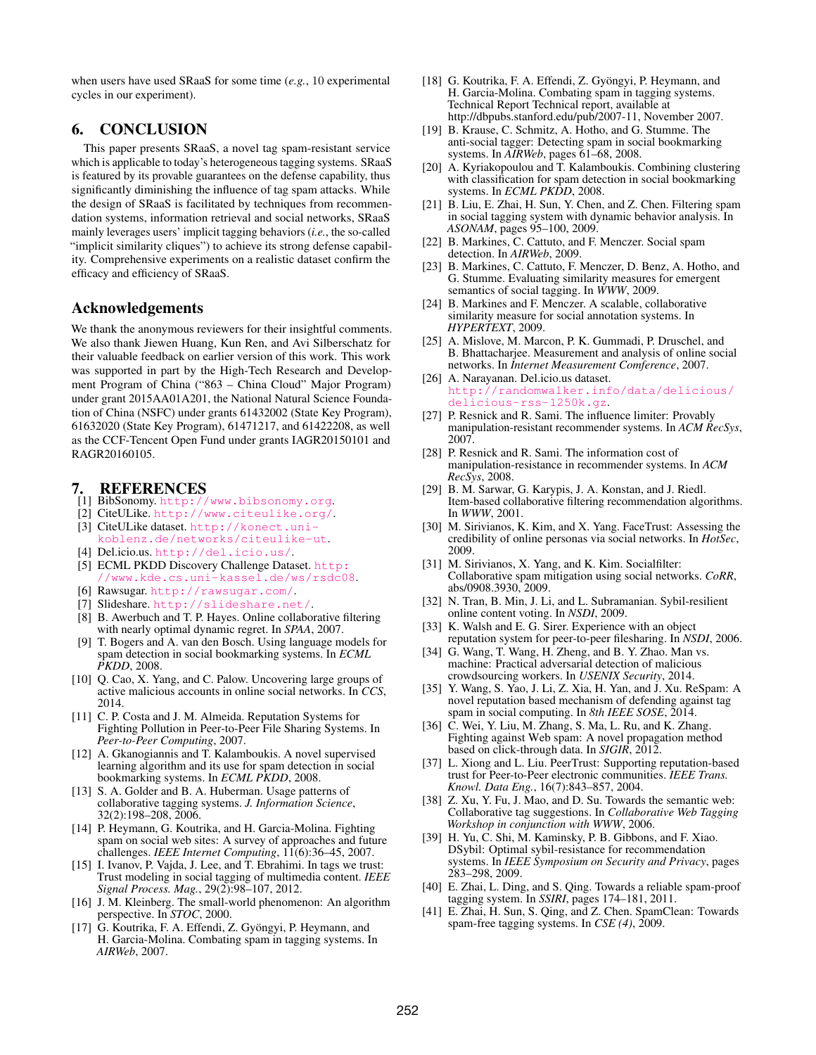when users have used SRaaS for some time (*e.g.*, 10 experimental cycles in our experiment).

## 6. CONCLUSION

This paper presents SRaaS, a novel tag spam-resistant service which is applicable to today's heterogeneous tagging systems. SRaaS is featured by its provable guarantees on the defense capability, thus significantly diminishing the influence of tag spam attacks. While the design of SRaaS is facilitated by techniques from recommendation systems, information retrieval and social networks, SRaaS mainly leverages users' implicit tagging behaviors (*i.e.*, the so-called "implicit similarity cliques") to achieve its strong defense capability. Comprehensive experiments on a realistic dataset confirm the efficacy and efficiency of SRaaS.

## Acknowledgements

We thank the anonymous reviewers for their insightful comments. We also thank Jiewen Huang, Kun Ren, and Avi Silberschatz for their valuable feedback on earlier version of this work. This work was supported in part by the High-Tech Research and Development Program of China ("863 – China Cloud" Major Program) under grant 2015AA01A201, the National Natural Science Foundation of China (NSFC) under grants 61432002 (State Key Program), 61632020 (State Key Program), 61471217, and 61422208, as well as the CCF-Tencent Open Fund under grants IAGR20150101 and RAGR20160105.

## 7. REFERENCES

[1] BibSonomy. http://www.bibsonomy.org.
[2] CiteULike. http://www.citeulike.org/.
[3] CiteULike dataset. http://konect.uni-koblenz.de/networks/citeulike-ut.
[4] Del.icio.us. http://del.icio.us/.
[5] ECML PKDD Discovery Challenge Dataset. http://www.kde.cs.uni-kassel.de/ws/rsdc08.
[6] Rawsugar. http://rawsugar.com/.
[7] Slideshare. http://slideshare.net/.
[8] B. Awerbuch and T. P. Hayes. Online collaborative filtering with nearly optimal dynamic regret. In *SPAA*, 2007.
[9] T. Bogers and A. van den Bosch. Using language models for spam detection in social bookmarking systems. In *ECML PKDD*, 2008.
[10] Q. Cao, X. Yang, and C. Palow. Uncovering large groups of active malicious accounts in online social networks. In *CCS*, 2014.
[11] C. P. Costa and J. M. Almeida. Reputation Systems for Fighting Pollution in Peer-to-Peer File Sharing Systems. In *Peer-to-Peer Computing*, 2007.
[12] A. Gkanogiannis and T. Kalamboukis. A novel supervised learning algorithm and its use for spam detection in social bookmarking systems. In *ECML PKDD*, 2008.
[13] S. A. Golder and B. A. Huberman. Usage patterns of collaborative tagging systems. *J. Information Science*, 32(2):198–208, 2006.
[14] P. Heymann, G. Koutrika, and H. Garcia-Molina. Fighting spam on social web sites: A survey of approaches and future challenges. *IEEE Internet Computing*, 11(6):36–45, 2007.
[15] I. Ivanov, P. Vajda, J. Lee, and T. Ebrahimi. In tags we trust: Trust modeling in social tagging of multimedia content. *IEEE Signal Process. Mag.*, 29(2):98–107, 2012.
[16] J. M. Kleinberg. The small-world phenomenon: An algorithm perspective. In *STOC*, 2000.
[17] G. Koutrika, F. A. Effendi, Z. Gyöngyi, P. Heymann, and H. Garcia-Molina. Combating spam in tagging systems. In *AIRWeb*, 2007.
[18] G. Koutrika, F. A. Effendi, Z. Gyöngyi, P. Heymann, and H. Garcia-Molina. Combating spam in tagging systems. Technical Report Technical report, available at http://dbpubs.stanford.edu/pub/2007-11, November 2007.
[19] B. Krause, C. Schmitz, A. Hotho, and G. Stumme. The anti-social tagger: Detecting spam in social bookmarking systems. In *AIRWeb*, pages 61–68, 2008.
[20] A. Kyriakopoulou and T. Kalamboukis. Combining clustering with classification for spam detection in social bookmarking systems. In *ECML PKDD*, 2008.
[21] B. Liu, E. Zhai, H. Sun, Y. Chen, and Z. Chen. Filtering spam in social tagging system with dynamic behavior analysis. In *ASONAM*, pages 95–100, 2009.
[22] B. Markines, C. Cattuto, and F. Menczer. Social spam detection. In *AIRWeb*, 2009.
[23] B. Markines, C. Cattuto, F. Menczer, D. Benz, A. Hotho, and G. Stumme. Evaluating similarity measures for emergent semantics of social tagging. In *WWW*, 2009.
[24] B. Markines and F. Menczer. A scalable, collaborative similarity measure for social annotation systems. In *HYPERTEXT*, 2009.
[25] A. Mislove, M. Marcon, P. K. Gummadi, P. Druschel, and B. Bhattacharjee. Measurement and analysis of online social networks. In *Internet Measurement Conference*, 2007.
[26] A. Narayanan. Del.icio.us dataset. http://randomwalker.info/data/delicious/delicious-rss-1250k.gz.
[27] P. Resnick and R. Sami. The influence limiter: Provably manipulation-resistant recommender systems. In *ACM RecSys*, 2007.
[28] P. Resnick and R. Sami. The information cost of manipulation-resistance in recommender systems. In *ACM RecSys*, 2008.
[29] B. M. Sarwar, G. Karypis, J. A. Konstan, and J. Riedl. Item-based collaborative filtering recommendation algorithms. In *WWW*, 2001.
[30] M. Sirivianos, K. Kim, and X. Yang. FaceTrust: Assessing the credibility of online personas via social networks. In *HotSec*, 2009.
[31] M. Sirivianos, X. Yang, and K. Kim. Socialfilter: Collaborative spam mitigation using social networks. *CoRR*, abs/0908.3930, 2009.
[32] N. Tran, B. Min, J. Li, and L. Subramanian. Sybil-resilient online content voting. In *NSDI*, 2009.
[33] K. Walsh and E. G. Sirer. Experience with an object reputation system for peer-to-peer filesharing. In *NSDI*, 2006.
[34] G. Wang, T. Wang, H. Zheng, and B. Y. Zhao. Man vs. machine: Practical adversarial detection of malicious crowdsourcing workers. In *USENIX Security*, 2014.
[35] Y. Wang, S. Yao, J. Li, Z. Xia, H. Yan, and J. Xu. ReSpam: A novel reputation based mechanism of defending against tag spam in social computing. In *8th IEEE SOSE*, 2014.
[36] C. Wei, Y. Liu, M. Zhang, S. Ma, L. Ru, and K. Zhang. Fighting against Web spam: A novel propagation method based on click-through data. In *SIGIR*, 2012.
[37] L. Xiong and L. Liu. PeerTrust: Supporting reputation-based trust for Peer-to-Peer electronic communities. *IEEE Trans. Knowl. Data Eng.*, 16(7):843–857, 2004.
[38] Z. Xu, Y. Fu, J. Mao, and D. Su. Towards the semantic web: Collaborative tag suggestions. In *Collaborative Web Tagging Workshop in conjunction with WWW*, 2006.
[39] H. Yu, C. Shi, M. Kaminsky, P. B. Gibbons, and F. Xiao. DSybil: Optimal sybil-resistance for recommendation systems. In *IEEE Symposium on Security and Privacy*, pages 283–298, 2009.
[40] E. Zhai, L. Ding, and S. Qing. Towards a reliable spam-proof tagging system. In *SSIRI*, pages 174–181, 2011.
[41] E. Zhai, H. Sun, S. Qing, and Z. Chen. SpamClean: Towards spam-free tagging systems. In *CSE (4)*, 2009.